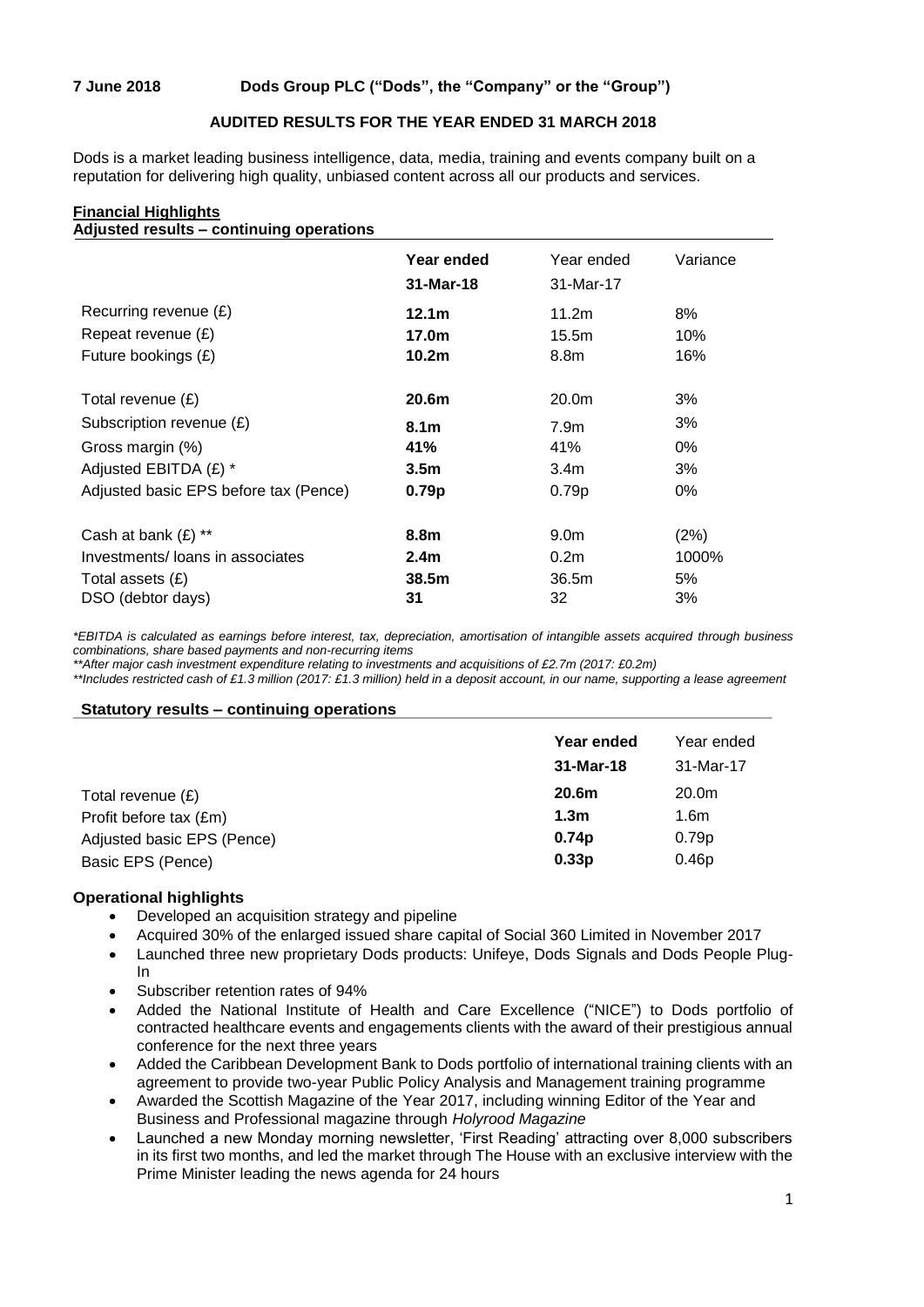**7 June 2018 Dods Group PLC ("Dods", the "Company" or the "Group")**

**AUDITED RESULTS FOR THE YEAR ENDED 31 MARCH 2018**

Dods is a market leading business intelligence, data, media, training and events company built on a reputation for delivering high quality, unbiased content across all our products and services.

**Financial Highlights**

**Adjusted results – continuing operations**

| | **Year ended 31-Mar-18** | Year ended 31-Mar-17 | Variance |
|---|---|---|---|
| Recurring revenue (£) | **12.1m** | 11.2m | 8% |
| Repeat revenue (£) | **17.0m** | 15.5m | 10% |
| Future bookings (£) | **10.2m** | 8.8m | 16% |
| Total revenue (£) | **20.6m** | 20.0m | 3% |
| Subscription revenue (£) | **8.1m** | 7.9m | 3% |
| Gross margin (%) | **41%** | 41% | 0% |
| Adjusted EBITDA (£) * | **3.5m** | 3.4m | 3% |
| Adjusted basic EPS before tax (Pence) | **0.79p** | 0.79p | 0% |
| Cash at bank (£) ** | **8.8m** | 9.0m | (2%) |
| Investments/ loans in associates | **2.4m** | 0.2m | 1000% |
| Total assets (£) | **38.5m** | 36.5m | 5% |
| DSO (debtor days) | **31** | 32 | 3% |

*\*EBITDA is calculated as earnings before interest, tax, depreciation, amortisation of intangible assets acquired through business combinations, share based payments and non-recurring items*

*\*\*After major cash investment expenditure relating to investments and acquisitions of £2.7m (2017: £0.2m)*

*\*\*Includes restricted cash of £1.3 million (2017: £1.3 million) held in a deposit account, in our name, supporting a lease agreement*

**Statutory results – continuing operations**

| | **Year ended 31-Mar-18** | Year ended 31-Mar-17 |
|---|---|---|
| Total revenue (£) | **20.6m** | 20.0m |
| Profit before tax (£m) | **1.3m** | 1.6m |
| Adjusted basic EPS (Pence) | **0.74p** | 0.79p |
| Basic EPS (Pence) | **0.33p** | 0.46p |

**Operational highlights**

- Developed an acquisition strategy and pipeline
- Acquired 30% of the enlarged issued share capital of Social 360 Limited in November 2017
- Launched three new proprietary Dods products: Unifeye, Dods Signals and Dods People Plug-In
- Subscriber retention rates of 94%
- Added the National Institute of Health and Care Excellence ("NICE") to Dods portfolio of contracted healthcare events and engagements clients with the award of their prestigious annual conference for the next three years
- Added the Caribbean Development Bank to Dods portfolio of international training clients with an agreement to provide two-year Public Policy Analysis and Management training programme
- Awarded the Scottish Magazine of the Year 2017, including winning Editor of the Year and Business and Professional magazine through *Holyrood Magazine*
- Launched a new Monday morning newsletter, 'First Reading' attracting over 8,000 subscribers in its first two months, and led the market through The House with an exclusive interview with the Prime Minister leading the news agenda for 24 hours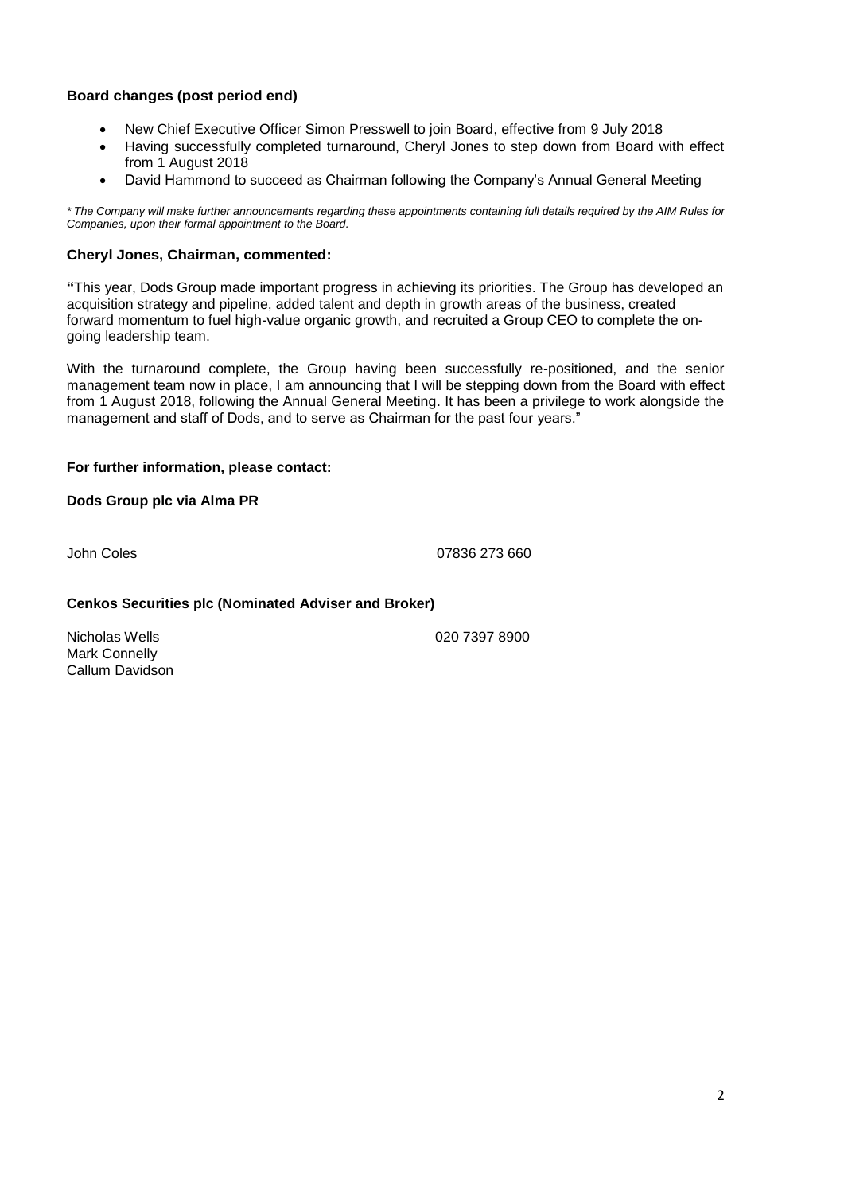**Board changes (post period end)**

- New Chief Executive Officer Simon Presswell to join Board, effective from 9 July 2018
- Having successfully completed turnaround, Cheryl Jones to step down from Board with effect from 1 August 2018
- David Hammond to succeed as Chairman following the Company's Annual General Meeting

*\* The Company will make further announcements regarding these appointments containing full details required by the AIM Rules for Companies, upon their formal appointment to the Board.*

**Cheryl Jones, Chairman, commented:**

**"**This year, Dods Group made important progress in achieving its priorities. The Group has developed an acquisition strategy and pipeline, added talent and depth in growth areas of the business, created forward momentum to fuel high-value organic growth, and recruited a Group CEO to complete the on-going leadership team.

With the turnaround complete, the Group having been successfully re-positioned, and the senior management team now in place, I am announcing that I will be stepping down from the Board with effect from 1 August 2018, following the Annual General Meeting. It has been a privilege to work alongside the management and staff of Dods, and to serve as Chairman for the past four years."

**For further information, please contact:**

**Dods Group plc via Alma PR**

| | |
|---|---|
| John Coles | 07836 273 660 |

**Cenkos Securities plc (Nominated Adviser and Broker)**

| | |
|---|---|
| Nicholas Wells | 020 7397 8900 |
| Mark Connelly | |
| Callum Davidson | |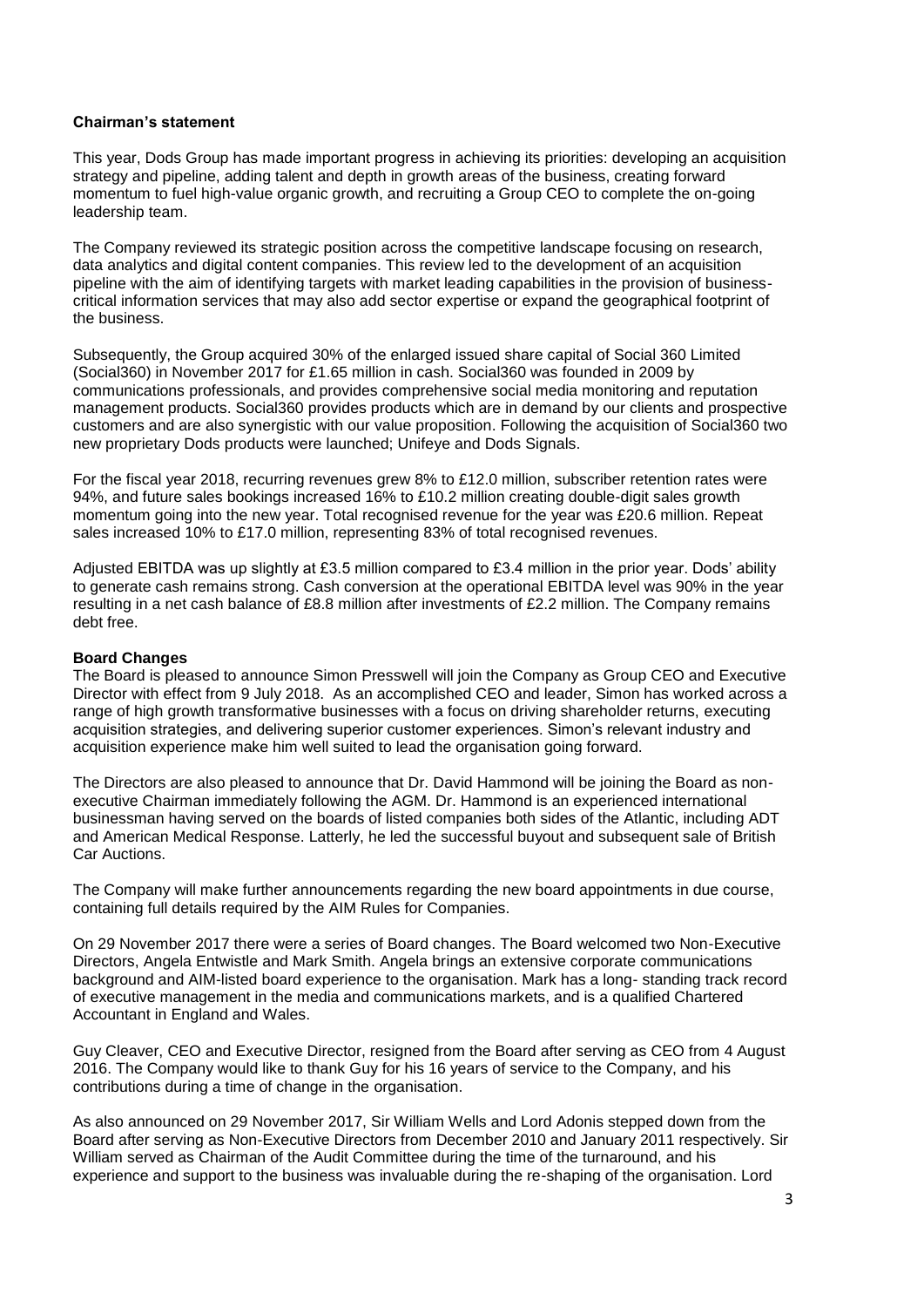## Chairman's statement

This year, Dods Group has made important progress in achieving its priorities: developing an acquisition strategy and pipeline, adding talent and depth in growth areas of the business, creating forward momentum to fuel high-value organic growth, and recruiting a Group CEO to complete the on-going leadership team.

The Company reviewed its strategic position across the competitive landscape focusing on research, data analytics and digital content companies. This review led to the development of an acquisition pipeline with the aim of identifying targets with market leading capabilities in the provision of business-critical information services that may also add sector expertise or expand the geographical footprint of the business.

Subsequently, the Group acquired 30% of the enlarged issued share capital of Social 360 Limited (Social360) in November 2017 for £1.65 million in cash. Social360 was founded in 2009 by communications professionals, and provides comprehensive social media monitoring and reputation management products. Social360 provides products which are in demand by our clients and prospective customers and are also synergistic with our value proposition. Following the acquisition of Social360 two new proprietary Dods products were launched; Unifeye and Dods Signals.

For the fiscal year 2018, recurring revenues grew 8% to £12.0 million, subscriber retention rates were 94%, and future sales bookings increased 16% to £10.2 million creating double-digit sales growth momentum going into the new year. Total recognised revenue for the year was £20.6 million. Repeat sales increased 10% to £17.0 million, representing 83% of total recognised revenues.

Adjusted EBITDA was up slightly at £3.5 million compared to £3.4 million in the prior year. Dods' ability to generate cash remains strong. Cash conversion at the operational EBITDA level was 90% in the year resulting in a net cash balance of £8.8 million after investments of £2.2 million. The Company remains debt free.

### Board Changes

The Board is pleased to announce Simon Presswell will join the Company as Group CEO and Executive Director with effect from 9 July 2018. As an accomplished CEO and leader, Simon has worked across a range of high growth transformative businesses with a focus on driving shareholder returns, executing acquisition strategies, and delivering superior customer experiences. Simon's relevant industry and acquisition experience make him well suited to lead the organisation going forward.

The Directors are also pleased to announce that Dr. David Hammond will be joining the Board as non-executive Chairman immediately following the AGM. Dr. Hammond is an experienced international businessman having served on the boards of listed companies both sides of the Atlantic, including ADT and American Medical Response. Latterly, he led the successful buyout and subsequent sale of British Car Auctions.

The Company will make further announcements regarding the new board appointments in due course, containing full details required by the AIM Rules for Companies.

On 29 November 2017 there were a series of Board changes. The Board welcomed two Non-Executive Directors, Angela Entwistle and Mark Smith. Angela brings an extensive corporate communications background and AIM-listed board experience to the organisation. Mark has a long- standing track record of executive management in the media and communications markets, and is a qualified Chartered Accountant in England and Wales.

Guy Cleaver, CEO and Executive Director, resigned from the Board after serving as CEO from 4 August 2016. The Company would like to thank Guy for his 16 years of service to the Company, and his contributions during a time of change in the organisation.

As also announced on 29 November 2017, Sir William Wells and Lord Adonis stepped down from the Board after serving as Non-Executive Directors from December 2010 and January 2011 respectively. Sir William served as Chairman of the Audit Committee during the time of the turnaround, and his experience and support to the business was invaluable during the re-shaping of the organisation. Lord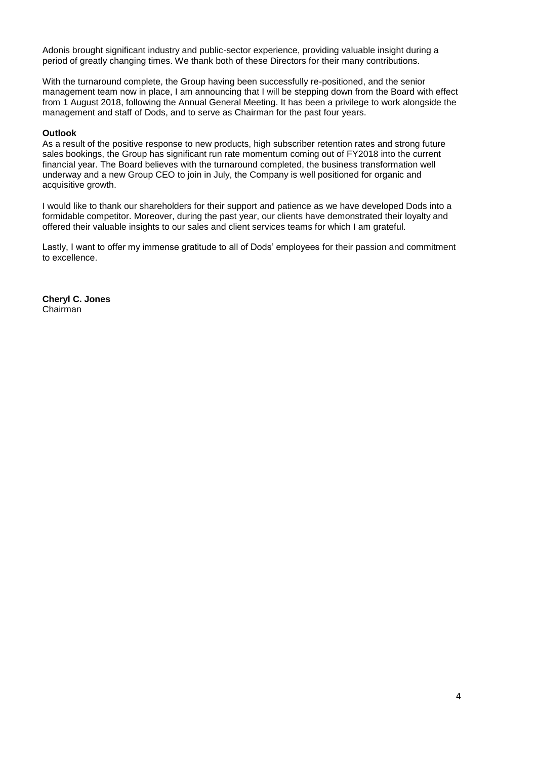Adonis brought significant industry and public-sector experience, providing valuable insight during a period of greatly changing times. We thank both of these Directors for their many contributions.

With the turnaround complete, the Group having been successfully re-positioned, and the senior management team now in place, I am announcing that I will be stepping down from the Board with effect from 1 August 2018, following the Annual General Meeting. It has been a privilege to work alongside the management and staff of Dods, and to serve as Chairman for the past four years.

**Outlook**

As a result of the positive response to new products, high subscriber retention rates and strong future sales bookings, the Group has significant run rate momentum coming out of FY2018 into the current financial year. The Board believes with the turnaround completed, the business transformation well underway and a new Group CEO to join in July, the Company is well positioned for organic and acquisitive growth.

I would like to thank our shareholders for their support and patience as we have developed Dods into a formidable competitor. Moreover, during the past year, our clients have demonstrated their loyalty and offered their valuable insights to our sales and client services teams for which I am grateful.

Lastly, I want to offer my immense gratitude to all of Dods' employees for their passion and commitment to excellence.

**Cheryl C. Jones**
Chairman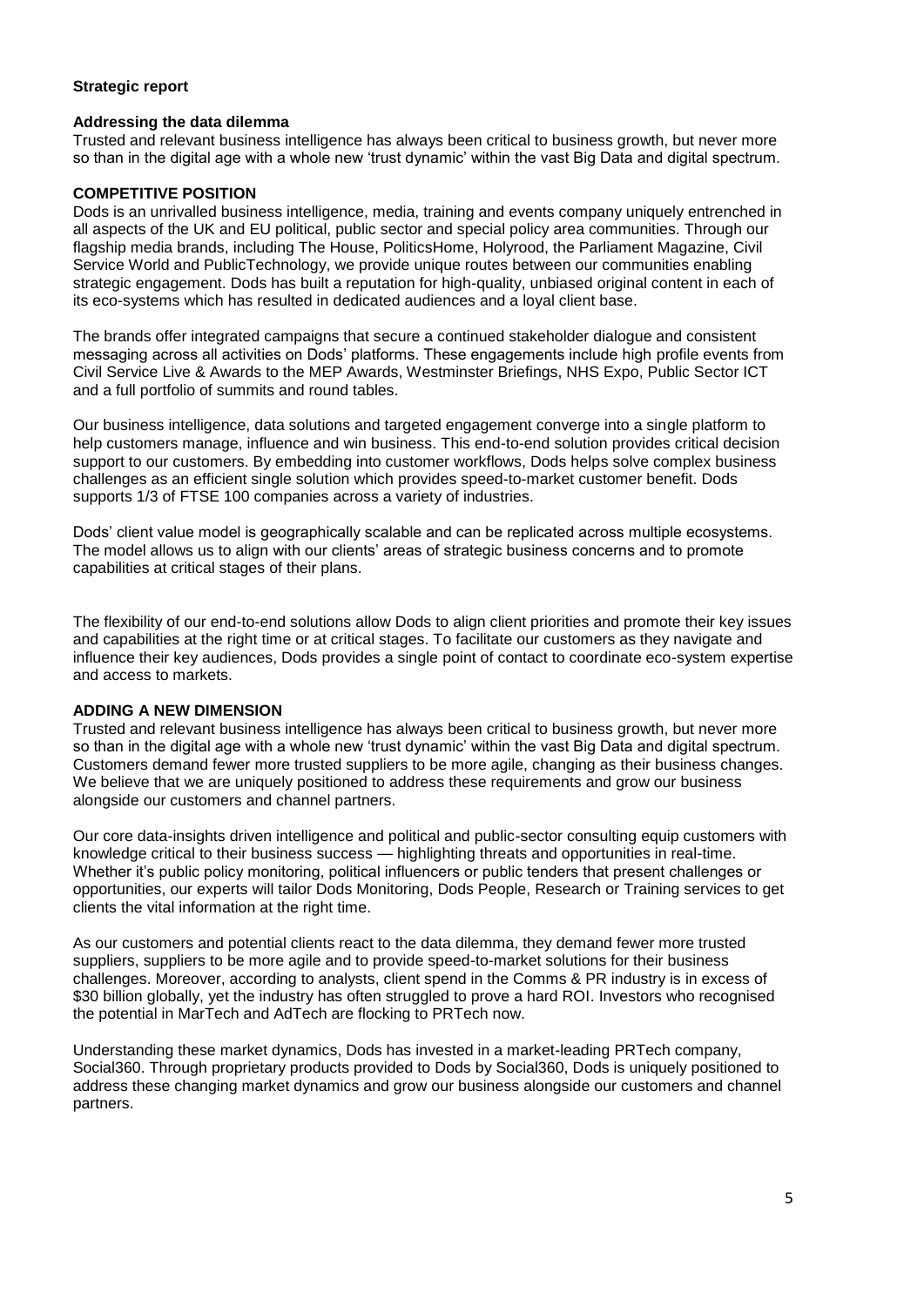## Strategic report

### Addressing the data dilemma

Trusted and relevant business intelligence has always been critical to business growth, but never more so than in the digital age with a whole new 'trust dynamic' within the vast Big Data and digital spectrum.

### COMPETITIVE POSITION

Dods is an unrivalled business intelligence, media, training and events company uniquely entrenched in all aspects of the UK and EU political, public sector and special policy area communities. Through our flagship media brands, including The House, PoliticsHome, Holyrood, the Parliament Magazine, Civil Service World and PublicTechnology, we provide unique routes between our communities enabling strategic engagement. Dods has built a reputation for high-quality, unbiased original content in each of its eco-systems which has resulted in dedicated audiences and a loyal client base.

The brands offer integrated campaigns that secure a continued stakeholder dialogue and consistent messaging across all activities on Dods' platforms. These engagements include high profile events from Civil Service Live & Awards to the MEP Awards, Westminster Briefings, NHS Expo, Public Sector ICT and a full portfolio of summits and round tables.

Our business intelligence, data solutions and targeted engagement converge into a single platform to help customers manage, influence and win business. This end-to-end solution provides critical decision support to our customers. By embedding into customer workflows, Dods helps solve complex business challenges as an efficient single solution which provides speed-to-market customer benefit. Dods supports 1/3 of FTSE 100 companies across a variety of industries.

Dods' client value model is geographically scalable and can be replicated across multiple ecosystems. The model allows us to align with our clients' areas of strategic business concerns and to promote capabilities at critical stages of their plans.

The flexibility of our end-to-end solutions allow Dods to align client priorities and promote their key issues and capabilities at the right time or at critical stages. To facilitate our customers as they navigate and influence their key audiences, Dods provides a single point of contact to coordinate eco-system expertise and access to markets.

### ADDING A NEW DIMENSION

Trusted and relevant business intelligence has always been critical to business growth, but never more so than in the digital age with a whole new 'trust dynamic' within the vast Big Data and digital spectrum. Customers demand fewer more trusted suppliers to be more agile, changing as their business changes. We believe that we are uniquely positioned to address these requirements and grow our business alongside our customers and channel partners.

Our core data-insights driven intelligence and political and public-sector consulting equip customers with knowledge critical to their business success — highlighting threats and opportunities in real-time. Whether it's public policy monitoring, political influencers or public tenders that present challenges or opportunities, our experts will tailor Dods Monitoring, Dods People, Research or Training services to get clients the vital information at the right time.

As our customers and potential clients react to the data dilemma, they demand fewer more trusted suppliers, suppliers to be more agile and to provide speed-to-market solutions for their business challenges. Moreover, according to analysts, client spend in the Comms & PR industry is in excess of $30 billion globally, yet the industry has often struggled to prove a hard ROI. Investors who recognised the potential in MarTech and AdTech are flocking to PRTech now.

Understanding these market dynamics, Dods has invested in a market-leading PRTech company, Social360. Through proprietary products provided to Dods by Social360, Dods is uniquely positioned to address these changing market dynamics and grow our business alongside our customers and channel partners.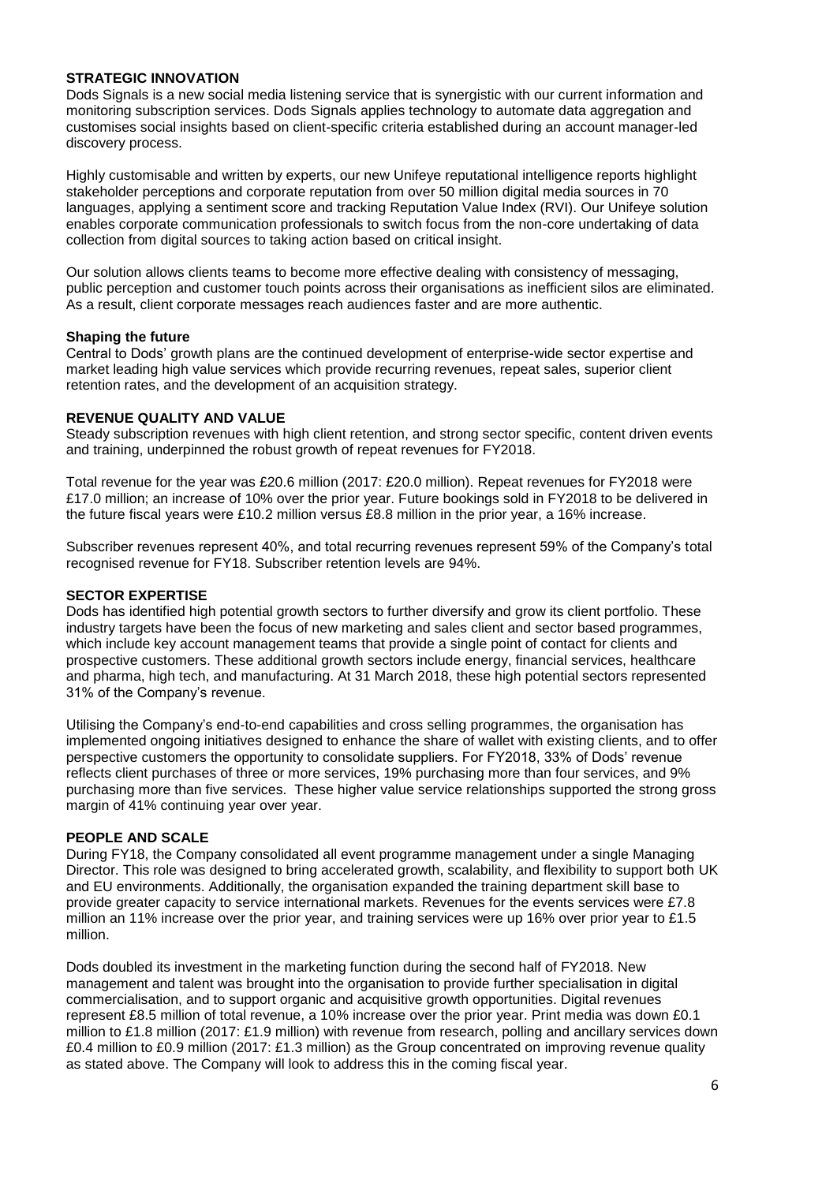## STRATEGIC INNOVATION

Dods Signals is a new social media listening service that is synergistic with our current information and monitoring subscription services. Dods Signals applies technology to automate data aggregation and customises social insights based on client-specific criteria established during an account manager-led discovery process.

Highly customisable and written by experts, our new Unifeye reputational intelligence reports highlight stakeholder perceptions and corporate reputation from over 50 million digital media sources in 70 languages, applying a sentiment score and tracking Reputation Value Index (RVI). Our Unifeye solution enables corporate communication professionals to switch focus from the non-core undertaking of data collection from digital sources to taking action based on critical insight.

Our solution allows clients teams to become more effective dealing with consistency of messaging, public perception and customer touch points across their organisations as inefficient silos are eliminated. As a result, client corporate messages reach audiences faster and are more authentic.

### Shaping the future

Central to Dods' growth plans are the continued development of enterprise-wide sector expertise and market leading high value services which provide recurring revenues, repeat sales, superior client retention rates, and the development of an acquisition strategy.

## REVENUE QUALITY AND VALUE

Steady subscription revenues with high client retention, and strong sector specific, content driven events and training, underpinned the robust growth of repeat revenues for FY2018.

Total revenue for the year was £20.6 million (2017: £20.0 million). Repeat revenues for FY2018 were £17.0 million; an increase of 10% over the prior year. Future bookings sold in FY2018 to be delivered in the future fiscal years were £10.2 million versus £8.8 million in the prior year, a 16% increase.

Subscriber revenues represent 40%, and total recurring revenues represent 59% of the Company's total recognised revenue for FY18. Subscriber retention levels are 94%.

## SECTOR EXPERTISE

Dods has identified high potential growth sectors to further diversify and grow its client portfolio. These industry targets have been the focus of new marketing and sales client and sector based programmes, which include key account management teams that provide a single point of contact for clients and prospective customers. These additional growth sectors include energy, financial services, healthcare and pharma, high tech, and manufacturing. At 31 March 2018, these high potential sectors represented 31% of the Company's revenue.

Utilising the Company's end-to-end capabilities and cross selling programmes, the organisation has implemented ongoing initiatives designed to enhance the share of wallet with existing clients, and to offer perspective customers the opportunity to consolidate suppliers. For FY2018, 33% of Dods' revenue reflects client purchases of three or more services, 19% purchasing more than four services, and 9% purchasing more than five services. These higher value service relationships supported the strong gross margin of 41% continuing year over year.

## PEOPLE AND SCALE

During FY18, the Company consolidated all event programme management under a single Managing Director. This role was designed to bring accelerated growth, scalability, and flexibility to support both UK and EU environments. Additionally, the organisation expanded the training department skill base to provide greater capacity to service international markets. Revenues for the events services were £7.8 million an 11% increase over the prior year, and training services were up 16% over prior year to £1.5 million.

Dods doubled its investment in the marketing function during the second half of FY2018. New management and talent was brought into the organisation to provide further specialisation in digital commercialisation, and to support organic and acquisitive growth opportunities. Digital revenues represent £8.5 million of total revenue, a 10% increase over the prior year. Print media was down £0.1 million to £1.8 million (2017: £1.9 million) with revenue from research, polling and ancillary services down £0.4 million to £0.9 million (2017: £1.3 million) as the Group concentrated on improving revenue quality as stated above. The Company will look to address this in the coming fiscal year.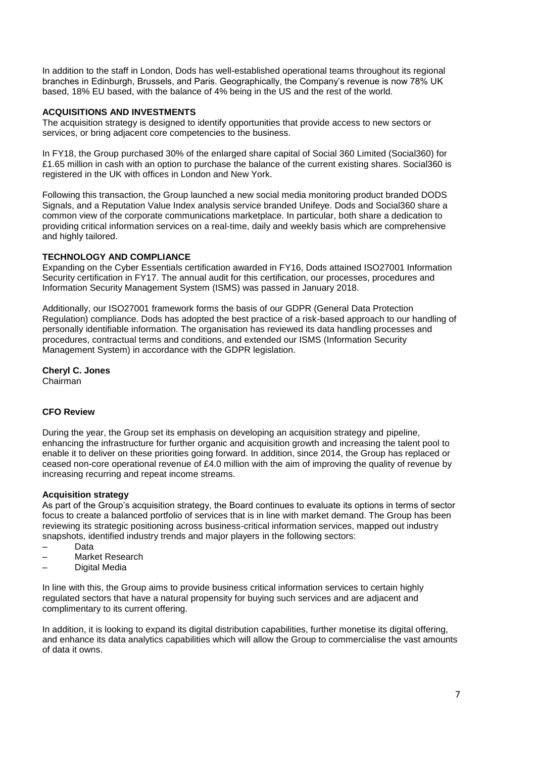In addition to the staff in London, Dods has well-established operational teams throughout its regional branches in Edinburgh, Brussels, and Paris. Geographically, the Company's revenue is now 78% UK based, 18% EU based, with the balance of 4% being in the US and the rest of the world.

**ACQUISITIONS AND INVESTMENTS**

The acquisition strategy is designed to identify opportunities that provide access to new sectors or services, or bring adjacent core competencies to the business.

In FY18, the Group purchased 30% of the enlarged share capital of Social 360 Limited (Social360) for £1.65 million in cash with an option to purchase the balance of the current existing shares. Social360 is registered in the UK with offices in London and New York.

Following this transaction, the Group launched a new social media monitoring product branded DODS Signals, and a Reputation Value Index analysis service branded Unifeye. Dods and Social360 share a common view of the corporate communications marketplace. In particular, both share a dedication to providing critical information services on a real-time, daily and weekly basis which are comprehensive and highly tailored.

**TECHNOLOGY AND COMPLIANCE**

Expanding on the Cyber Essentials certification awarded in FY16, Dods attained ISO27001 Information Security certification in FY17. The annual audit for this certification, our processes, procedures and Information Security Management System (ISMS) was passed in January 2018.

Additionally, our ISO27001 framework forms the basis of our GDPR (General Data Protection Regulation) compliance. Dods has adopted the best practice of a risk-based approach to our handling of personally identifiable information. The organisation has reviewed its data handling processes and procedures, contractual terms and conditions, and extended our ISMS (Information Security Management System) in accordance with the GDPR legislation.

**Cheryl C. Jones**
Chairman

**CFO Review**

During the year, the Group set its emphasis on developing an acquisition strategy and pipeline, enhancing the infrastructure for further organic and acquisition growth and increasing the talent pool to enable it to deliver on these priorities going forward. In addition, since 2014, the Group has replaced or ceased non-core operational revenue of £4.0 million with the aim of improving the quality of revenue by increasing recurring and repeat income streams.

**Acquisition strategy**

As part of the Group's acquisition strategy, the Board continues to evaluate its options in terms of sector focus to create a balanced portfolio of services that is in line with market demand. The Group has been reviewing its strategic positioning across business-critical information services, mapped out industry snapshots, identified industry trends and major players in the following sectors:

- Data
- Market Research
- Digital Media

In line with this, the Group aims to provide business critical information services to certain highly regulated sectors that have a natural propensity for buying such services and are adjacent and complimentary to its current offering.

In addition, it is looking to expand its digital distribution capabilities, further monetise its digital offering, and enhance its data analytics capabilities which will allow the Group to commercialise the vast amounts of data it owns.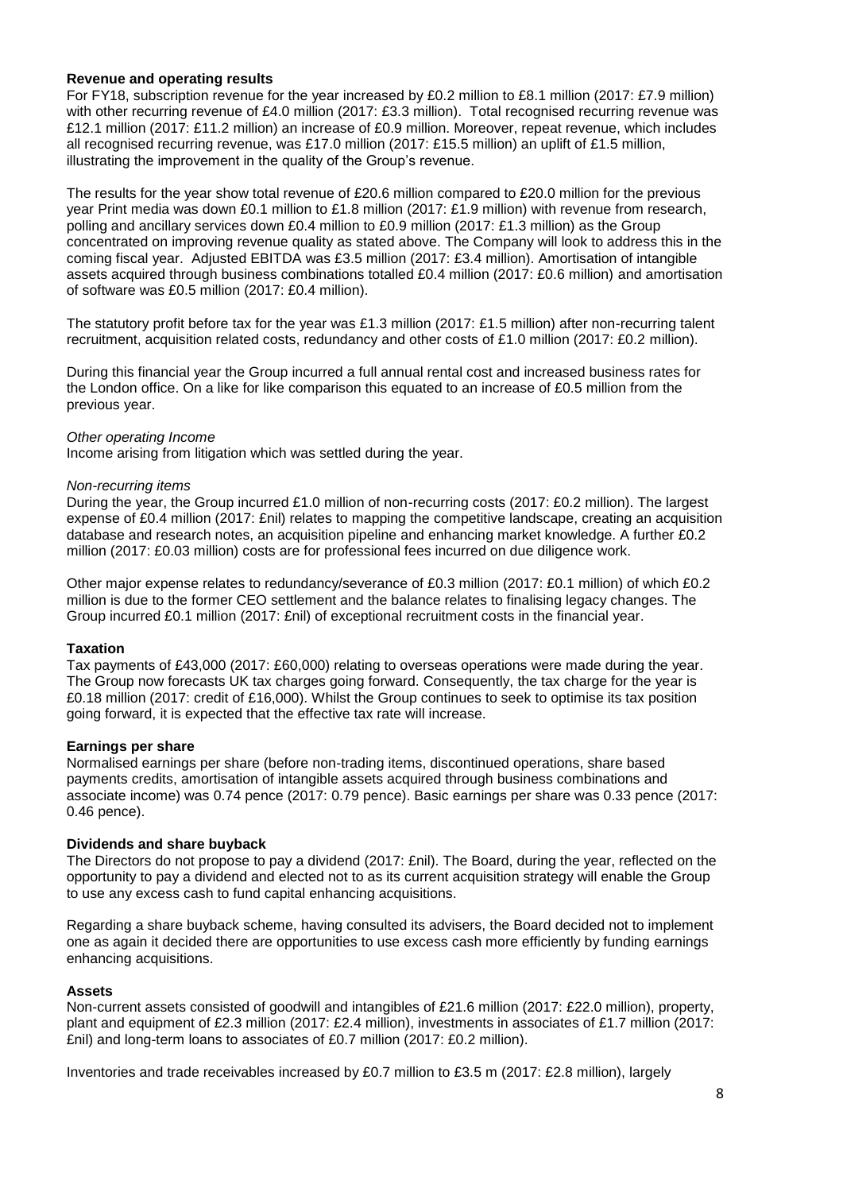**Revenue and operating results**

For FY18, subscription revenue for the year increased by £0.2 million to £8.1 million (2017: £7.9 million) with other recurring revenue of £4.0 million (2017: £3.3 million). Total recognised recurring revenue was £12.1 million (2017: £11.2 million) an increase of £0.9 million. Moreover, repeat revenue, which includes all recognised recurring revenue, was £17.0 million (2017: £15.5 million) an uplift of £1.5 million, illustrating the improvement in the quality of the Group's revenue.

The results for the year show total revenue of £20.6 million compared to £20.0 million for the previous year Print media was down £0.1 million to £1.8 million (2017: £1.9 million) with revenue from research, polling and ancillary services down £0.4 million to £0.9 million (2017: £1.3 million) as the Group concentrated on improving revenue quality as stated above. The Company will look to address this in the coming fiscal year. Adjusted EBITDA was £3.5 million (2017: £3.4 million). Amortisation of intangible assets acquired through business combinations totalled £0.4 million (2017: £0.6 million) and amortisation of software was £0.5 million (2017: £0.4 million).

The statutory profit before tax for the year was £1.3 million (2017: £1.5 million) after non-recurring talent recruitment, acquisition related costs, redundancy and other costs of £1.0 million (2017: £0.2 million).

During this financial year the Group incurred a full annual rental cost and increased business rates for the London office. On a like for like comparison this equated to an increase of £0.5 million from the previous year.

*Other operating Income*

Income arising from litigation which was settled during the year.

*Non-recurring items*

During the year, the Group incurred £1.0 million of non-recurring costs (2017: £0.2 million). The largest expense of £0.4 million (2017: £nil) relates to mapping the competitive landscape, creating an acquisition database and research notes, an acquisition pipeline and enhancing market knowledge. A further £0.2 million (2017: £0.03 million) costs are for professional fees incurred on due diligence work.

Other major expense relates to redundancy/severance of £0.3 million (2017: £0.1 million) of which £0.2 million is due to the former CEO settlement and the balance relates to finalising legacy changes. The Group incurred £0.1 million (2017: £nil) of exceptional recruitment costs in the financial year.

**Taxation**

Tax payments of £43,000 (2017: £60,000) relating to overseas operations were made during the year. The Group now forecasts UK tax charges going forward. Consequently, the tax charge for the year is £0.18 million (2017: credit of £16,000). Whilst the Group continues to seek to optimise its tax position going forward, it is expected that the effective tax rate will increase.

**Earnings per share**

Normalised earnings per share (before non-trading items, discontinued operations, share based payments credits, amortisation of intangible assets acquired through business combinations and associate income) was 0.74 pence (2017: 0.79 pence). Basic earnings per share was 0.33 pence (2017: 0.46 pence).

**Dividends and share buyback**

The Directors do not propose to pay a dividend (2017: £nil). The Board, during the year, reflected on the opportunity to pay a dividend and elected not to as its current acquisition strategy will enable the Group to use any excess cash to fund capital enhancing acquisitions.

Regarding a share buyback scheme, having consulted its advisers, the Board decided not to implement one as again it decided there are opportunities to use excess cash more efficiently by funding earnings enhancing acquisitions.

**Assets**

Non-current assets consisted of goodwill and intangibles of £21.6 million (2017: £22.0 million), property, plant and equipment of £2.3 million (2017: £2.4 million), investments in associates of £1.7 million (2017: £nil) and long-term loans to associates of £0.7 million (2017: £0.2 million).

Inventories and trade receivables increased by £0.7 million to £3.5 m (2017: £2.8 million), largely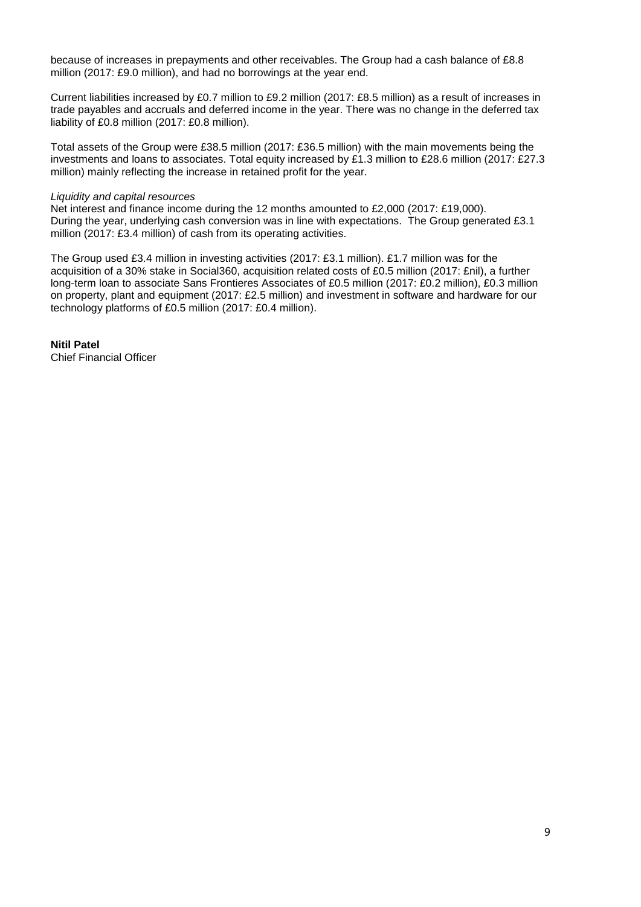because of increases in prepayments and other receivables. The Group had a cash balance of £8.8 million (2017: £9.0 million), and had no borrowings at the year end.

Current liabilities increased by £0.7 million to £9.2 million (2017: £8.5 million) as a result of increases in trade payables and accruals and deferred income in the year. There was no change in the deferred tax liability of £0.8 million (2017: £0.8 million).

Total assets of the Group were £38.5 million (2017: £36.5 million) with the main movements being the investments and loans to associates. Total equity increased by £1.3 million to £28.6 million (2017: £27.3 million) mainly reflecting the increase in retained profit for the year.

*Liquidity and capital resources*

Net interest and finance income during the 12 months amounted to £2,000 (2017: £19,000). During the year, underlying cash conversion was in line with expectations. The Group generated £3.1 million (2017: £3.4 million) of cash from its operating activities.

The Group used £3.4 million in investing activities (2017: £3.1 million). £1.7 million was for the acquisition of a 30% stake in Social360, acquisition related costs of £0.5 million (2017: £nil), a further long-term loan to associate Sans Frontieres Associates of £0.5 million (2017: £0.2 million), £0.3 million on property, plant and equipment (2017: £2.5 million) and investment in software and hardware for our technology platforms of £0.5 million (2017: £0.4 million).

**Nitil Patel**
Chief Financial Officer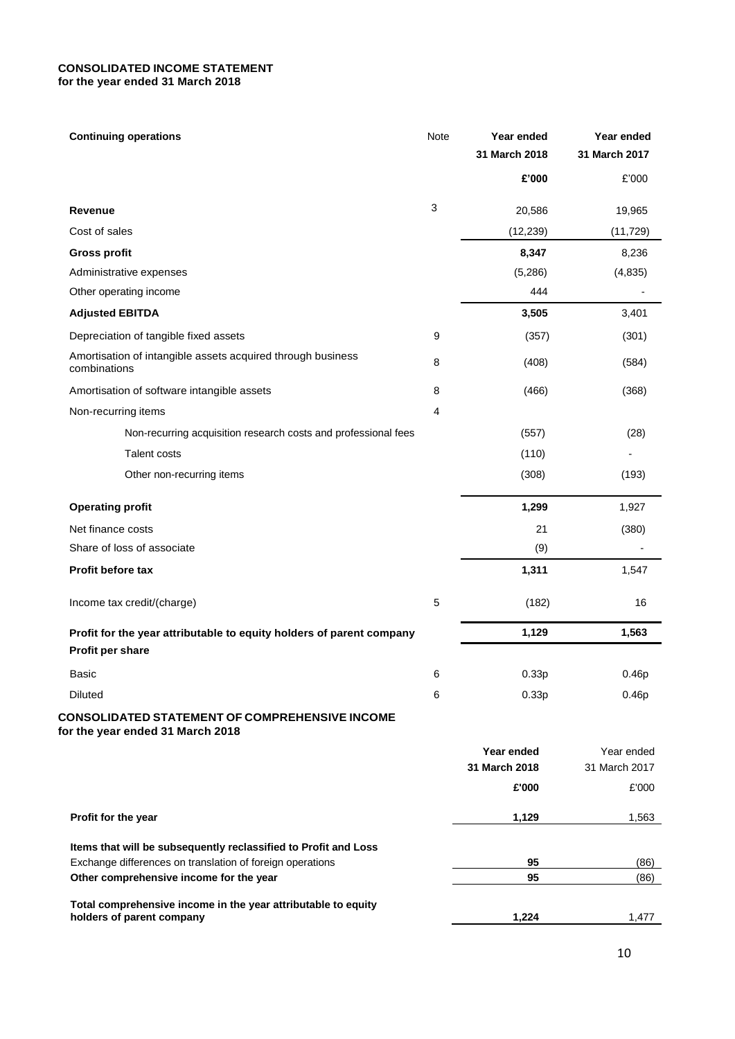# CONSOLIDATED INCOME STATEMENT
**for the year ended 31 March 2018**

| **Continuing operations** | Note | **Year ended 31 March 2018** | **Year ended 31 March 2017** |
|---|---|---|---|
| | | **£'000** | £'000 |
| **Revenue** | 3 | 20,586 | 19,965 |
| Cost of sales | | (12,239) | (11,729) |
| **Gross profit** | | **8,347** | 8,236 |
| Administrative expenses | | (5,286) | (4,835) |
| Other operating income | | 444 | - |
| **Adjusted EBITDA** | | **3,505** | 3,401 |
| Depreciation of tangible fixed assets | 9 | (357) | (301) |
| Amortisation of intangible assets acquired through business combinations | 8 | (408) | (584) |
| Amortisation of software intangible assets | 8 | (466) | (368) |
| Non-recurring items | 4 | | |
| Non-recurring acquisition research costs and professional fees | | (557) | (28) |
| Talent costs | | (110) | - |
| Other non-recurring items | | (308) | (193) |
| **Operating profit** | | **1,299** | 1,927 |
| Net finance costs | | 21 | (380) |
| Share of loss of associate | | (9) | - |
| **Profit before tax** | | **1,311** | 1,547 |
| Income tax credit/(charge) | 5 | (182) | 16 |
| **Profit for the year attributable to equity holders of parent company** | | **1,129** | **1,563** |
| **Profit per share** | | | |
| Basic | 6 | 0.33p | 0.46p |
| Diluted | 6 | 0.33p | 0.46p |

# CONSOLIDATED STATEMENT OF COMPREHENSIVE INCOME
**for the year ended 31 March 2018**

| | **Year ended 31 March 2018** | Year ended 31 March 2017 |
|---|---|---|
| | **£'000** | £'000 |
| **Profit for the year** | **1,129** | 1,563 |
| **Items that will be subsequently reclassified to Profit and Loss** | | |
| Exchange differences on translation of foreign operations | **95** | (86) |
| **Other comprehensive income for the year** | **95** | (86) |
| **Total comprehensive income in the year attributable to equity holders of parent company** | **1,224** | 1,477 |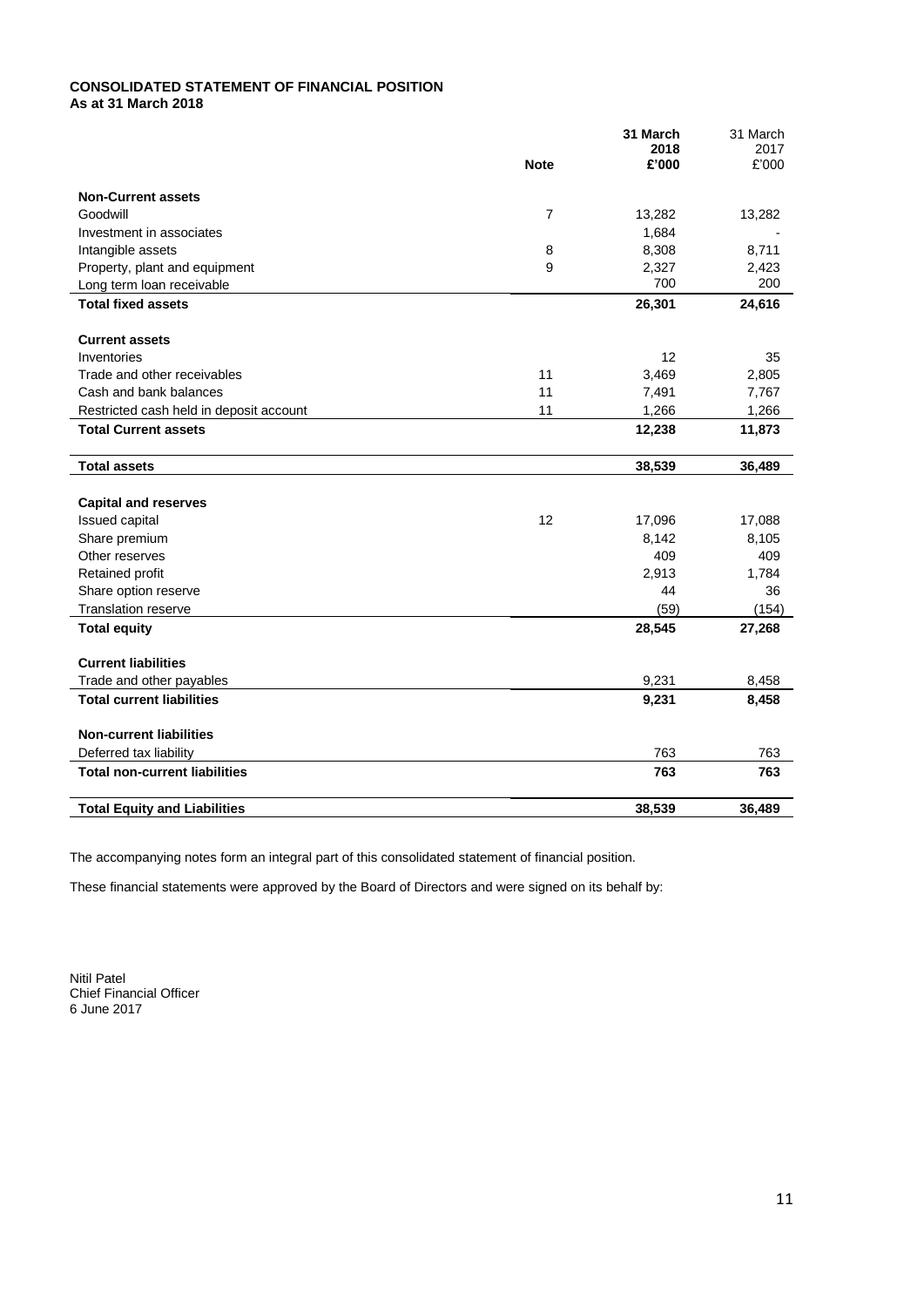**CONSOLIDATED STATEMENT OF FINANCIAL POSITION**
**As at 31 March 2018**

| | Note | 31 March 2018 £'000 | 31 March 2017 £'000 |
|---|---|---|---|
| **Non-Current assets** | | | |
| Goodwill | 7 | 13,282 | 13,282 |
| Investment in associates | | 1,684 | - |
| Intangible assets | 8 | 8,308 | 8,711 |
| Property, plant and equipment | 9 | 2,327 | 2,423 |
| Long term loan receivable | | 700 | 200 |
| **Total fixed assets** | | **26,301** | **24,616** |
| **Current assets** | | | |
| Inventories | | 12 | 35 |
| Trade and other receivables | 11 | 3,469 | 2,805 |
| Cash and bank balances | 11 | 7,491 | 7,767 |
| Restricted cash held in deposit account | 11 | 1,266 | 1,266 |
| **Total Current assets** | | **12,238** | **11,873** |
| **Total assets** | | **38,539** | **36,489** |
| **Capital and reserves** | | | |
| Issued capital | 12 | 17,096 | 17,088 |
| Share premium | | 8,142 | 8,105 |
| Other reserves | | 409 | 409 |
| Retained profit | | 2,913 | 1,784 |
| Share option reserve | | 44 | 36 |
| Translation reserve | | (59) | (154) |
| **Total equity** | | **28,545** | **27,268** |
| **Current liabilities** | | | |
| Trade and other payables | | 9,231 | 8,458 |
| **Total current liabilities** | | **9,231** | **8,458** |
| **Non-current liabilities** | | | |
| Deferred tax liability | | 763 | 763 |
| **Total non-current liabilities** | | **763** | **763** |
| **Total Equity and Liabilities** | | **38,539** | **36,489** |

The accompanying notes form an integral part of this consolidated statement of financial position.

These financial statements were approved by the Board of Directors and were signed on its behalf by:

Nitil Patel
Chief Financial Officer
6 June 2017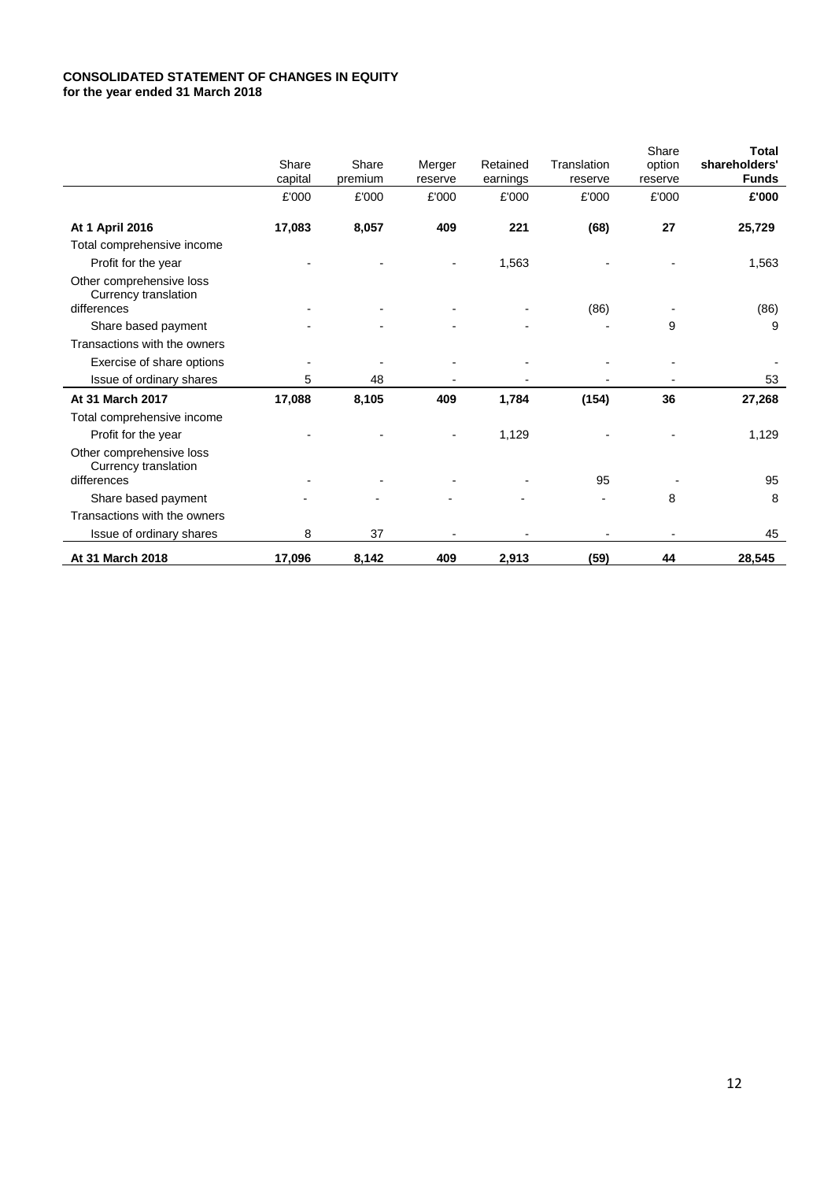**CONSOLIDATED STATEMENT OF CHANGES IN EQUITY**
**for the year ended 31 March 2018**

| | Share capital | Share premium | Merger reserve | Retained earnings | Translation reserve | Share option reserve | **Total shareholders' Funds** |
|---|---|---|---|---|---|---|---|
| | £'000 | £'000 | £'000 | £'000 | £'000 | £'000 | **£'000** |
| **At 1 April 2016** | **17,083** | **8,057** | **409** | **221** | **(68)** | **27** | **25,729** |
| Total comprehensive income | | | | | | | |
| Profit for the year | - | - | - | 1,563 | - | - | 1,563 |
| Other comprehensive loss Currency translation differences | - | - | - | - | (86) | - | (86) |
| Share based payment | - | - | - | - | - | 9 | 9 |
| Transactions with the owners | | | | | | | |
| Exercise of share options | - | - | - | - | - | - | - |
| Issue of ordinary shares | 5 | 48 | - | - | - | - | 53 |
| **At 31 March 2017** | **17,088** | **8,105** | **409** | **1,784** | **(154)** | **36** | **27,268** |
| Total comprehensive income | | | | | | | |
| Profit for the year | - | - | - | 1,129 | - | - | 1,129 |
| Other comprehensive loss Currency translation differences | - | - | - | - | 95 | - | 95 |
| Share based payment | - | - | - | - | - | 8 | 8 |
| Transactions with the owners | | | | | | | |
| Issue of ordinary shares | 8 | 37 | - | - | - | - | 45 |
| **At 31 March 2018** | **17,096** | **8,142** | **409** | **2,913** | **(59)** | **44** | **28,545** |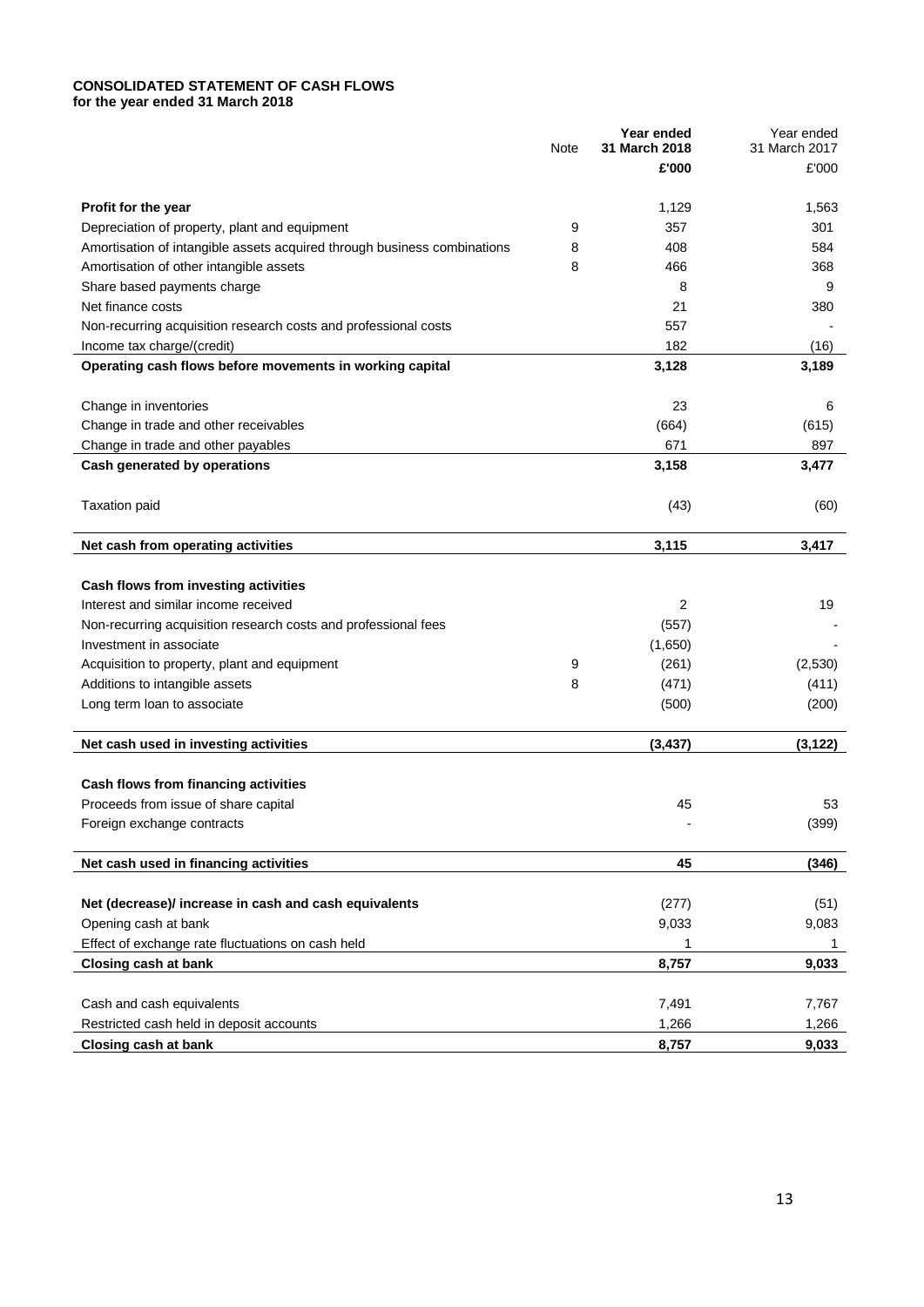**CONSOLIDATED STATEMENT OF CASH FLOWS**
**for the year ended 31 March 2018**

| | Note | Year ended 31 March 2018 | Year ended 31 March 2017 |
|---|---|---|---|
| | | £'000 | £'000 |
| **Profit for the year** | | 1,129 | 1,563 |
| Depreciation of property, plant and equipment | 9 | 357 | 301 |
| Amortisation of intangible assets acquired through business combinations | 8 | 408 | 584 |
| Amortisation of other intangible assets | 8 | 466 | 368 |
| Share based payments charge | | 8 | 9 |
| Net finance costs | | 21 | 380 |
| Non-recurring acquisition research costs and professional costs | | 557 | - |
| Income tax charge/(credit) | | 182 | (16) |
| **Operating cash flows before movements in working capital** | | **3,128** | **3,189** |
| Change in inventories | | 23 | 6 |
| Change in trade and other receivables | | (664) | (615) |
| Change in trade and other payables | | 671 | 897 |
| **Cash generated by operations** | | **3,158** | **3,477** |
| Taxation paid | | (43) | (60) |
| **Net cash from operating activities** | | **3,115** | **3,417** |
| **Cash flows from investing activities** | | | |
| Interest and similar income received | | 2 | 19 |
| Non-recurring acquisition research costs and professional fees | | (557) | - |
| Investment in associate | | (1,650) | - |
| Acquisition to property, plant and equipment | 9 | (261) | (2,530) |
| Additions to intangible assets | 8 | (471) | (411) |
| Long term loan to associate | | (500) | (200) |
| **Net cash used in investing activities** | | **(3,437)** | **(3,122)** |
| **Cash flows from financing activities** | | | |
| Proceeds from issue of share capital | | 45 | 53 |
| Foreign exchange contracts | | - | (399) |
| **Net cash used in financing activities** | | **45** | **(346)** |
| **Net (decrease)/ increase in cash and cash equivalents** | | (277) | (51) |
| Opening cash at bank | | 9,033 | 9,083 |
| Effect of exchange rate fluctuations on cash held | | 1 | 1 |
| **Closing cash at bank** | | **8,757** | **9,033** |
| Cash and cash equivalents | | 7,491 | 7,767 |
| Restricted cash held in deposit accounts | | 1,266 | 1,266 |
| **Closing cash at bank** | | **8,757** | **9,033** |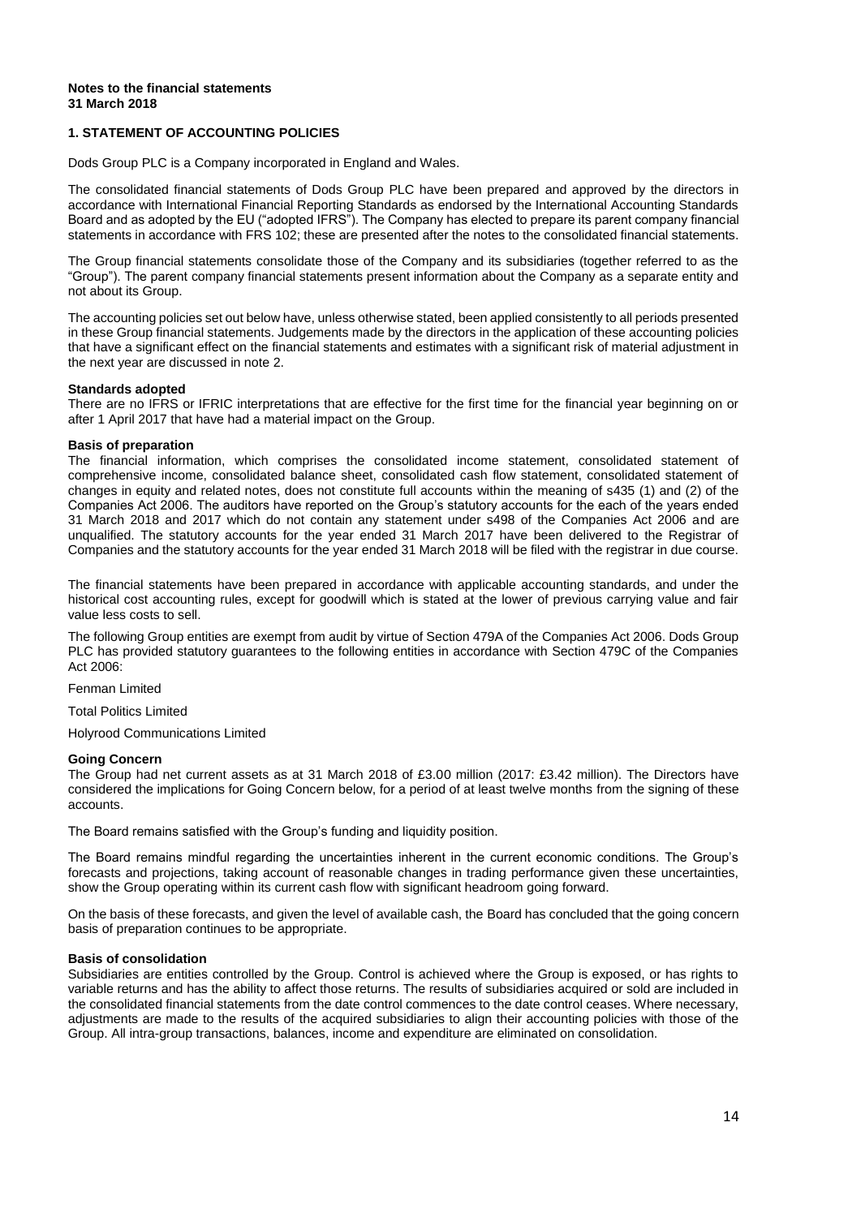**Notes to the financial statements**
**31 March 2018**

## 1. STATEMENT OF ACCOUNTING POLICIES

Dods Group PLC is a Company incorporated in England and Wales.

The consolidated financial statements of Dods Group PLC have been prepared and approved by the directors in accordance with International Financial Reporting Standards as endorsed by the International Accounting Standards Board and as adopted by the EU ("adopted IFRS"). The Company has elected to prepare its parent company financial statements in accordance with FRS 102; these are presented after the notes to the consolidated financial statements.

The Group financial statements consolidate those of the Company and its subsidiaries (together referred to as the "Group"). The parent company financial statements present information about the Company as a separate entity and not about its Group.

The accounting policies set out below have, unless otherwise stated, been applied consistently to all periods presented in these Group financial statements. Judgements made by the directors in the application of these accounting policies that have a significant effect on the financial statements and estimates with a significant risk of material adjustment in the next year are discussed in note 2.

### Standards adopted

There are no IFRS or IFRIC interpretations that are effective for the first time for the financial year beginning on or after 1 April 2017 that have had a material impact on the Group.

### Basis of preparation

The financial information, which comprises the consolidated income statement, consolidated statement of comprehensive income, consolidated balance sheet, consolidated cash flow statement, consolidated statement of changes in equity and related notes, does not constitute full accounts within the meaning of s435 (1) and (2) of the Companies Act 2006. The auditors have reported on the Group's statutory accounts for the each of the years ended 31 March 2018 and 2017 which do not contain any statement under s498 of the Companies Act 2006 and are unqualified. The statutory accounts for the year ended 31 March 2017 have been delivered to the Registrar of Companies and the statutory accounts for the year ended 31 March 2018 will be filed with the registrar in due course.

The financial statements have been prepared in accordance with applicable accounting standards, and under the historical cost accounting rules, except for goodwill which is stated at the lower of previous carrying value and fair value less costs to sell.

The following Group entities are exempt from audit by virtue of Section 479A of the Companies Act 2006. Dods Group PLC has provided statutory guarantees to the following entities in accordance with Section 479C of the Companies Act 2006:

Fenman Limited

Total Politics Limited

Holyrood Communications Limited

### Going Concern

The Group had net current assets as at 31 March 2018 of £3.00 million (2017: £3.42 million). The Directors have considered the implications for Going Concern below, for a period of at least twelve months from the signing of these accounts.

The Board remains satisfied with the Group's funding and liquidity position.

The Board remains mindful regarding the uncertainties inherent in the current economic conditions. The Group's forecasts and projections, taking account of reasonable changes in trading performance given these uncertainties, show the Group operating within its current cash flow with significant headroom going forward.

On the basis of these forecasts, and given the level of available cash, the Board has concluded that the going concern basis of preparation continues to be appropriate.

### Basis of consolidation

Subsidiaries are entities controlled by the Group. Control is achieved where the Group is exposed, or has rights to variable returns and has the ability to affect those returns. The results of subsidiaries acquired or sold are included in the consolidated financial statements from the date control commences to the date control ceases. Where necessary, adjustments are made to the results of the acquired subsidiaries to align their accounting policies with those of the Group. All intra-group transactions, balances, income and expenditure are eliminated on consolidation.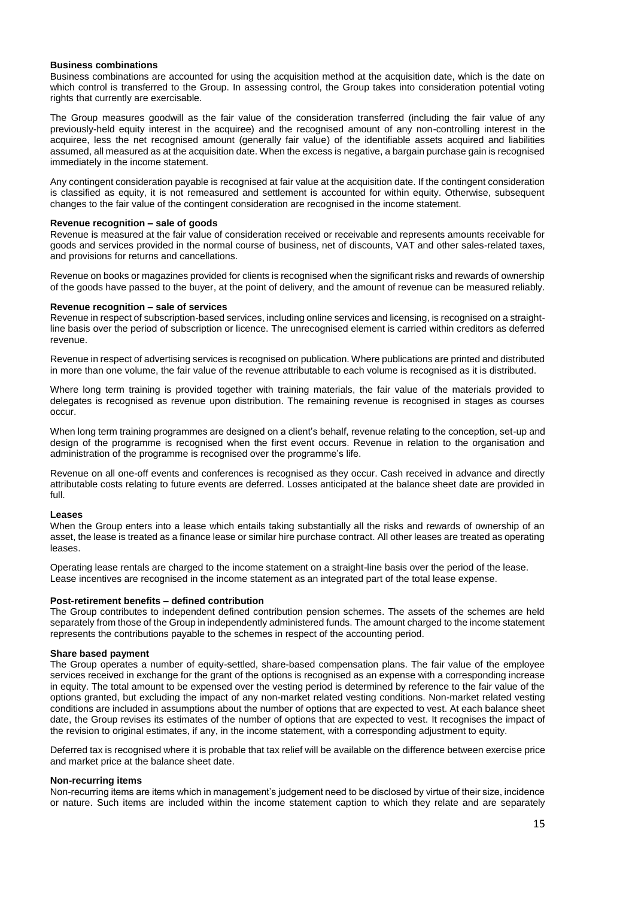**Business combinations**

Business combinations are accounted for using the acquisition method at the acquisition date, which is the date on which control is transferred to the Group. In assessing control, the Group takes into consideration potential voting rights that currently are exercisable.

The Group measures goodwill as the fair value of the consideration transferred (including the fair value of any previously-held equity interest in the acquiree) and the recognised amount of any non-controlling interest in the acquiree, less the net recognised amount (generally fair value) of the identifiable assets acquired and liabilities assumed, all measured as at the acquisition date. When the excess is negative, a bargain purchase gain is recognised immediately in the income statement.

Any contingent consideration payable is recognised at fair value at the acquisition date. If the contingent consideration is classified as equity, it is not remeasured and settlement is accounted for within equity. Otherwise, subsequent changes to the fair value of the contingent consideration are recognised in the income statement.

**Revenue recognition – sale of goods**

Revenue is measured at the fair value of consideration received or receivable and represents amounts receivable for goods and services provided in the normal course of business, net of discounts, VAT and other sales-related taxes, and provisions for returns and cancellations.

Revenue on books or magazines provided for clients is recognised when the significant risks and rewards of ownership of the goods have passed to the buyer, at the point of delivery, and the amount of revenue can be measured reliably.

**Revenue recognition – sale of services**

Revenue in respect of subscription-based services, including online services and licensing, is recognised on a straight-line basis over the period of subscription or licence. The unrecognised element is carried within creditors as deferred revenue.

Revenue in respect of advertising services is recognised on publication. Where publications are printed and distributed in more than one volume, the fair value of the revenue attributable to each volume is recognised as it is distributed.

Where long term training is provided together with training materials, the fair value of the materials provided to delegates is recognised as revenue upon distribution. The remaining revenue is recognised in stages as courses occur.

When long term training programmes are designed on a client's behalf, revenue relating to the conception, set-up and design of the programme is recognised when the first event occurs. Revenue in relation to the organisation and administration of the programme is recognised over the programme's life.

Revenue on all one-off events and conferences is recognised as they occur. Cash received in advance and directly attributable costs relating to future events are deferred. Losses anticipated at the balance sheet date are provided in full.

**Leases**

When the Group enters into a lease which entails taking substantially all the risks and rewards of ownership of an asset, the lease is treated as a finance lease or similar hire purchase contract. All other leases are treated as operating leases.

Operating lease rentals are charged to the income statement on a straight-line basis over the period of the lease. Lease incentives are recognised in the income statement as an integrated part of the total lease expense.

**Post-retirement benefits – defined contribution**

The Group contributes to independent defined contribution pension schemes. The assets of the schemes are held separately from those of the Group in independently administered funds. The amount charged to the income statement represents the contributions payable to the schemes in respect of the accounting period.

**Share based payment**

The Group operates a number of equity-settled, share-based compensation plans. The fair value of the employee services received in exchange for the grant of the options is recognised as an expense with a corresponding increase in equity. The total amount to be expensed over the vesting period is determined by reference to the fair value of the options granted, but excluding the impact of any non-market related vesting conditions. Non-market related vesting conditions are included in assumptions about the number of options that are expected to vest. At each balance sheet date, the Group revises its estimates of the number of options that are expected to vest. It recognises the impact of the revision to original estimates, if any, in the income statement, with a corresponding adjustment to equity.

Deferred tax is recognised where it is probable that tax relief will be available on the difference between exercise price and market price at the balance sheet date.

**Non-recurring items**

Non-recurring items are items which in management's judgement need to be disclosed by virtue of their size, incidence or nature. Such items are included within the income statement caption to which they relate and are separately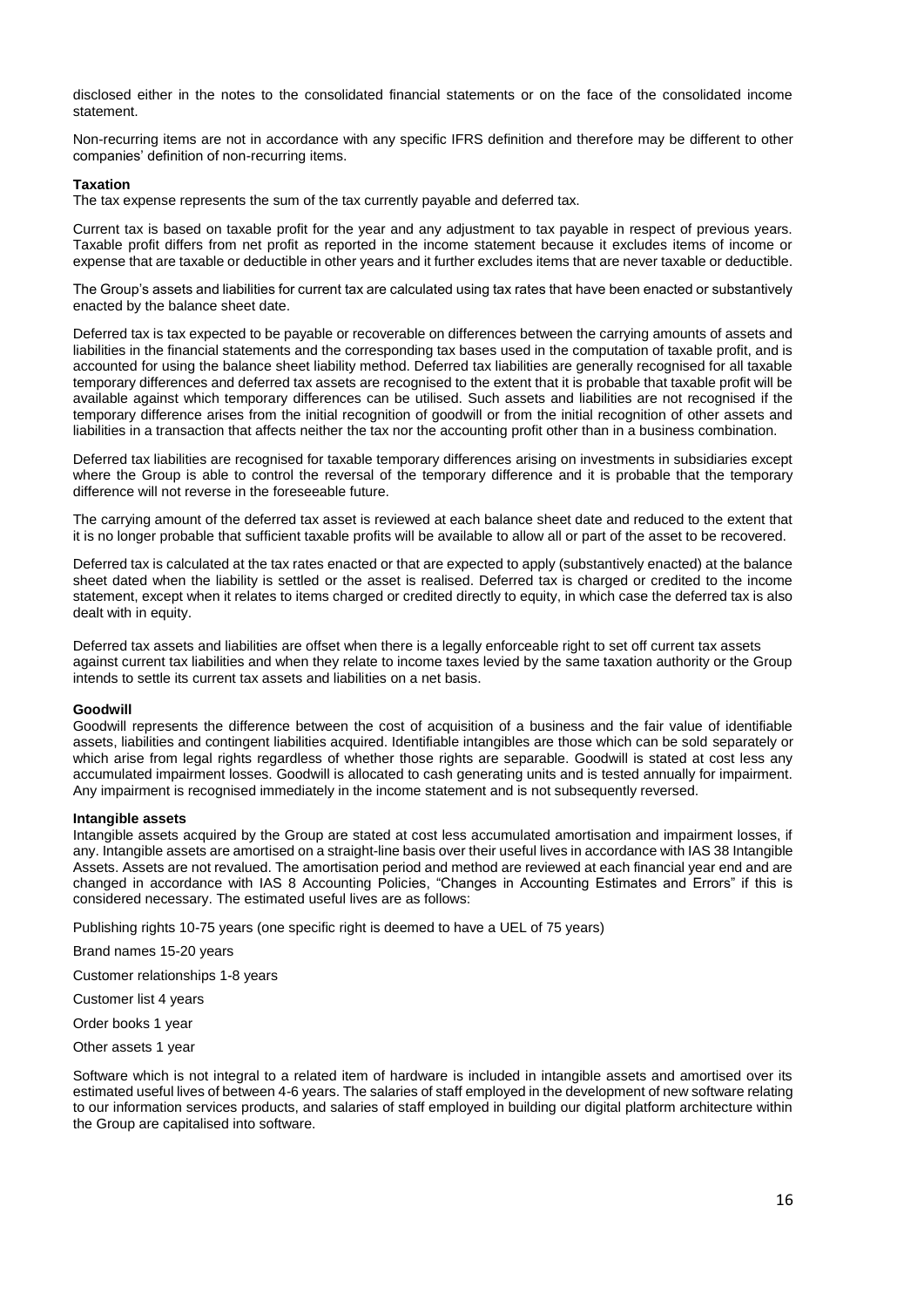disclosed either in the notes to the consolidated financial statements or on the face of the consolidated income statement.

Non-recurring items are not in accordance with any specific IFRS definition and therefore may be different to other companies' definition of non-recurring items.

**Taxation**

The tax expense represents the sum of the tax currently payable and deferred tax.

Current tax is based on taxable profit for the year and any adjustment to tax payable in respect of previous years. Taxable profit differs from net profit as reported in the income statement because it excludes items of income or expense that are taxable or deductible in other years and it further excludes items that are never taxable or deductible.

The Group's assets and liabilities for current tax are calculated using tax rates that have been enacted or substantively enacted by the balance sheet date.

Deferred tax is tax expected to be payable or recoverable on differences between the carrying amounts of assets and liabilities in the financial statements and the corresponding tax bases used in the computation of taxable profit, and is accounted for using the balance sheet liability method. Deferred tax liabilities are generally recognised for all taxable temporary differences and deferred tax assets are recognised to the extent that it is probable that taxable profit will be available against which temporary differences can be utilised. Such assets and liabilities are not recognised if the temporary difference arises from the initial recognition of goodwill or from the initial recognition of other assets and liabilities in a transaction that affects neither the tax nor the accounting profit other than in a business combination.

Deferred tax liabilities are recognised for taxable temporary differences arising on investments in subsidiaries except where the Group is able to control the reversal of the temporary difference and it is probable that the temporary difference will not reverse in the foreseeable future.

The carrying amount of the deferred tax asset is reviewed at each balance sheet date and reduced to the extent that it is no longer probable that sufficient taxable profits will be available to allow all or part of the asset to be recovered.

Deferred tax is calculated at the tax rates enacted or that are expected to apply (substantively enacted) at the balance sheet dated when the liability is settled or the asset is realised. Deferred tax is charged or credited to the income statement, except when it relates to items charged or credited directly to equity, in which case the deferred tax is also dealt with in equity.

Deferred tax assets and liabilities are offset when there is a legally enforceable right to set off current tax assets against current tax liabilities and when they relate to income taxes levied by the same taxation authority or the Group intends to settle its current tax assets and liabilities on a net basis.

**Goodwill**

Goodwill represents the difference between the cost of acquisition of a business and the fair value of identifiable assets, liabilities and contingent liabilities acquired. Identifiable intangibles are those which can be sold separately or which arise from legal rights regardless of whether those rights are separable. Goodwill is stated at cost less any accumulated impairment losses. Goodwill is allocated to cash generating units and is tested annually for impairment. Any impairment is recognised immediately in the income statement and is not subsequently reversed.

**Intangible assets**

Intangible assets acquired by the Group are stated at cost less accumulated amortisation and impairment losses, if any. Intangible assets are amortised on a straight-line basis over their useful lives in accordance with IAS 38 Intangible Assets. Assets are not revalued. The amortisation period and method are reviewed at each financial year end and are changed in accordance with IAS 8 Accounting Policies, "Changes in Accounting Estimates and Errors" if this is considered necessary. The estimated useful lives are as follows:

Publishing rights 10-75 years (one specific right is deemed to have a UEL of 75 years)

Brand names 15-20 years

Customer relationships 1-8 years

Customer list 4 years

Order books 1 year

Other assets 1 year

Software which is not integral to a related item of hardware is included in intangible assets and amortised over its estimated useful lives of between 4-6 years. The salaries of staff employed in the development of new software relating to our information services products, and salaries of staff employed in building our digital platform architecture within the Group are capitalised into software.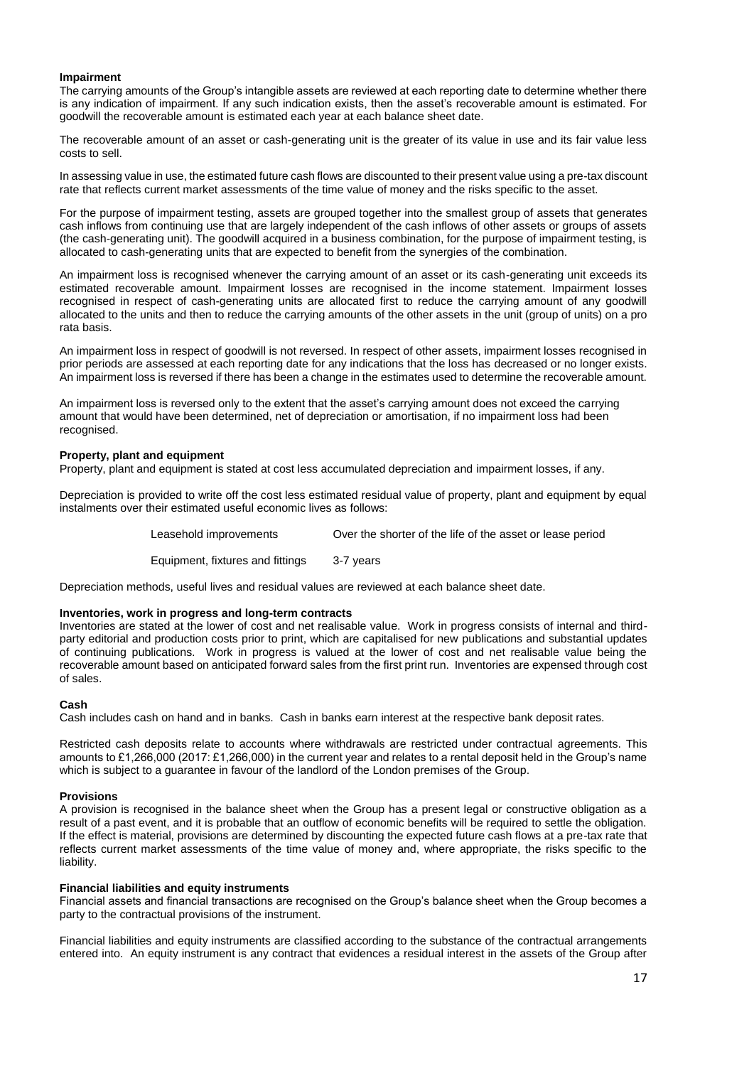**Impairment**

The carrying amounts of the Group's intangible assets are reviewed at each reporting date to determine whether there is any indication of impairment. If any such indication exists, then the asset's recoverable amount is estimated. For goodwill the recoverable amount is estimated each year at each balance sheet date.

The recoverable amount of an asset or cash-generating unit is the greater of its value in use and its fair value less costs to sell.

In assessing value in use, the estimated future cash flows are discounted to their present value using a pre-tax discount rate that reflects current market assessments of the time value of money and the risks specific to the asset.

For the purpose of impairment testing, assets are grouped together into the smallest group of assets that generates cash inflows from continuing use that are largely independent of the cash inflows of other assets or groups of assets (the cash-generating unit). The goodwill acquired in a business combination, for the purpose of impairment testing, is allocated to cash-generating units that are expected to benefit from the synergies of the combination.

An impairment loss is recognised whenever the carrying amount of an asset or its cash-generating unit exceeds its estimated recoverable amount. Impairment losses are recognised in the income statement. Impairment losses recognised in respect of cash-generating units are allocated first to reduce the carrying amount of any goodwill allocated to the units and then to reduce the carrying amounts of the other assets in the unit (group of units) on a pro rata basis.

An impairment loss in respect of goodwill is not reversed. In respect of other assets, impairment losses recognised in prior periods are assessed at each reporting date for any indications that the loss has decreased or no longer exists. An impairment loss is reversed if there has been a change in the estimates used to determine the recoverable amount.

An impairment loss is reversed only to the extent that the asset's carrying amount does not exceed the carrying amount that would have been determined, net of depreciation or amortisation, if no impairment loss had been recognised.

**Property, plant and equipment**

Property, plant and equipment is stated at cost less accumulated depreciation and impairment losses, if any.

Depreciation is provided to write off the cost less estimated residual value of property, plant and equipment by equal instalments over their estimated useful economic lives as follows:

| | |
|---|---|
| Leasehold improvements | Over the shorter of the life of the asset or lease period |
| Equipment, fixtures and fittings | 3-7 years |

Depreciation methods, useful lives and residual values are reviewed at each balance sheet date.

**Inventories, work in progress and long-term contracts**

Inventories are stated at the lower of cost and net realisable value. Work in progress consists of internal and third-party editorial and production costs prior to print, which are capitalised for new publications and substantial updates of continuing publications. Work in progress is valued at the lower of cost and net realisable value being the recoverable amount based on anticipated forward sales from the first print run. Inventories are expensed through cost of sales.

**Cash**

Cash includes cash on hand and in banks. Cash in banks earn interest at the respective bank deposit rates.

Restricted cash deposits relate to accounts where withdrawals are restricted under contractual agreements. This amounts to £1,266,000 (2017: £1,266,000) in the current year and relates to a rental deposit held in the Group's name which is subject to a guarantee in favour of the landlord of the London premises of the Group.

**Provisions**

A provision is recognised in the balance sheet when the Group has a present legal or constructive obligation as a result of a past event, and it is probable that an outflow of economic benefits will be required to settle the obligation. If the effect is material, provisions are determined by discounting the expected future cash flows at a pre-tax rate that reflects current market assessments of the time value of money and, where appropriate, the risks specific to the liability.

**Financial liabilities and equity instruments**

Financial assets and financial transactions are recognised on the Group's balance sheet when the Group becomes a party to the contractual provisions of the instrument.

Financial liabilities and equity instruments are classified according to the substance of the contractual arrangements entered into. An equity instrument is any contract that evidences a residual interest in the assets of the Group after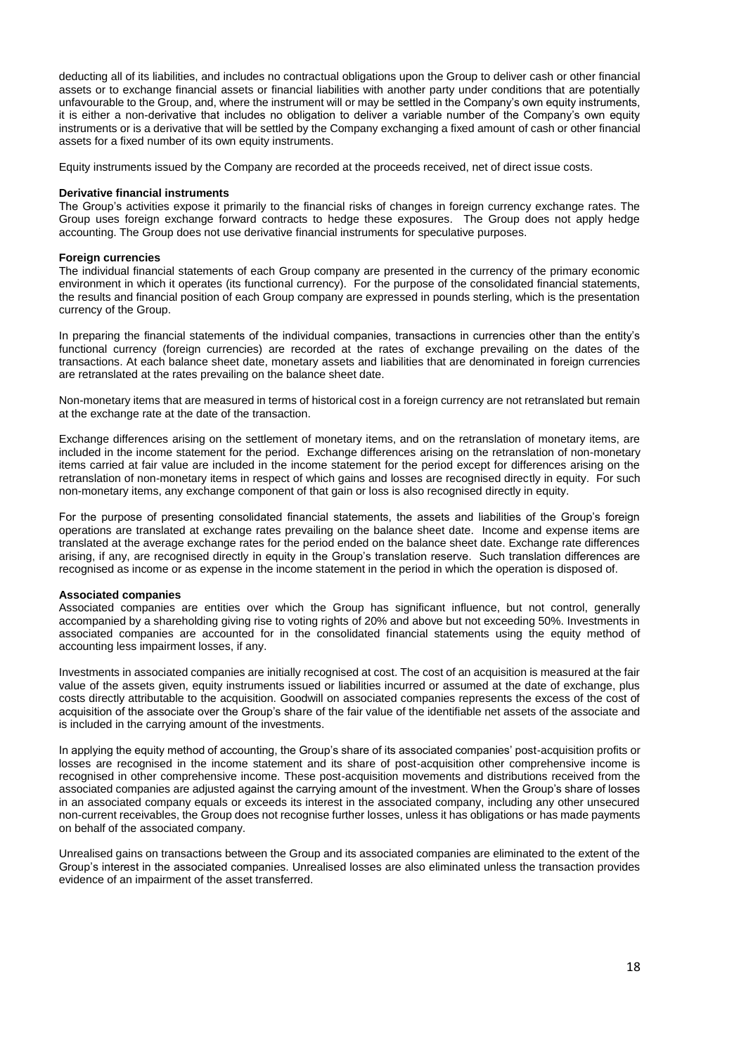deducting all of its liabilities, and includes no contractual obligations upon the Group to deliver cash or other financial assets or to exchange financial assets or financial liabilities with another party under conditions that are potentially unfavourable to the Group, and, where the instrument will or may be settled in the Company's own equity instruments, it is either a non-derivative that includes no obligation to deliver a variable number of the Company's own equity instruments or is a derivative that will be settled by the Company exchanging a fixed amount of cash or other financial assets for a fixed number of its own equity instruments.

Equity instruments issued by the Company are recorded at the proceeds received, net of direct issue costs.

**Derivative financial instruments**

The Group's activities expose it primarily to the financial risks of changes in foreign currency exchange rates. The Group uses foreign exchange forward contracts to hedge these exposures. The Group does not apply hedge accounting. The Group does not use derivative financial instruments for speculative purposes.

**Foreign currencies**

The individual financial statements of each Group company are presented in the currency of the primary economic environment in which it operates (its functional currency). For the purpose of the consolidated financial statements, the results and financial position of each Group company are expressed in pounds sterling, which is the presentation currency of the Group.

In preparing the financial statements of the individual companies, transactions in currencies other than the entity's functional currency (foreign currencies) are recorded at the rates of exchange prevailing on the dates of the transactions. At each balance sheet date, monetary assets and liabilities that are denominated in foreign currencies are retranslated at the rates prevailing on the balance sheet date.

Non-monetary items that are measured in terms of historical cost in a foreign currency are not retranslated but remain at the exchange rate at the date of the transaction.

Exchange differences arising on the settlement of monetary items, and on the retranslation of monetary items, are included in the income statement for the period. Exchange differences arising on the retranslation of non-monetary items carried at fair value are included in the income statement for the period except for differences arising on the retranslation of non-monetary items in respect of which gains and losses are recognised directly in equity. For such non-monetary items, any exchange component of that gain or loss is also recognised directly in equity.

For the purpose of presenting consolidated financial statements, the assets and liabilities of the Group's foreign operations are translated at exchange rates prevailing on the balance sheet date. Income and expense items are translated at the average exchange rates for the period ended on the balance sheet date. Exchange rate differences arising, if any, are recognised directly in equity in the Group's translation reserve. Such translation differences are recognised as income or as expense in the income statement in the period in which the operation is disposed of.

**Associated companies**

Associated companies are entities over which the Group has significant influence, but not control, generally accompanied by a shareholding giving rise to voting rights of 20% and above but not exceeding 50%. Investments in associated companies are accounted for in the consolidated financial statements using the equity method of accounting less impairment losses, if any.

Investments in associated companies are initially recognised at cost. The cost of an acquisition is measured at the fair value of the assets given, equity instruments issued or liabilities incurred or assumed at the date of exchange, plus costs directly attributable to the acquisition. Goodwill on associated companies represents the excess of the cost of acquisition of the associate over the Group's share of the fair value of the identifiable net assets of the associate and is included in the carrying amount of the investments.

In applying the equity method of accounting, the Group's share of its associated companies' post-acquisition profits or losses are recognised in the income statement and its share of post-acquisition other comprehensive income is recognised in other comprehensive income. These post-acquisition movements and distributions received from the associated companies are adjusted against the carrying amount of the investment. When the Group's share of losses in an associated company equals or exceeds its interest in the associated company, including any other unsecured non-current receivables, the Group does not recognise further losses, unless it has obligations or has made payments on behalf of the associated company.

Unrealised gains on transactions between the Group and its associated companies are eliminated to the extent of the Group's interest in the associated companies. Unrealised losses are also eliminated unless the transaction provides evidence of an impairment of the asset transferred.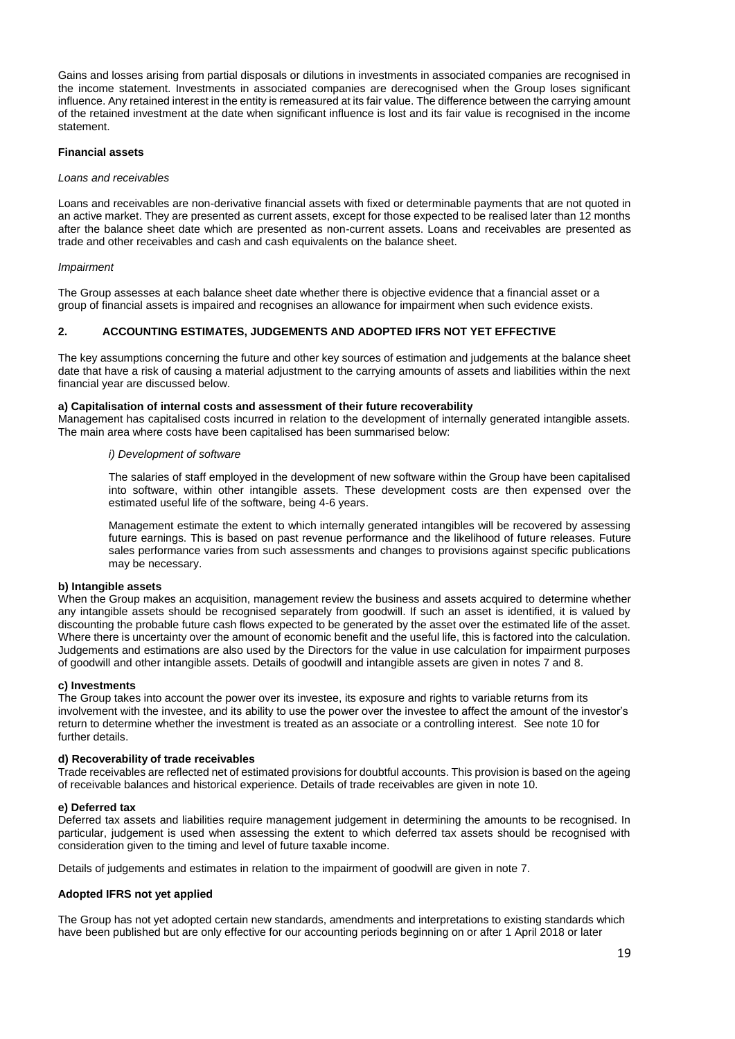Gains and losses arising from partial disposals or dilutions in investments in associated companies are recognised in the income statement. Investments in associated companies are derecognised when the Group loses significant influence. Any retained interest in the entity is remeasured at its fair value. The difference between the carrying amount of the retained investment at the date when significant influence is lost and its fair value is recognised in the income statement.

**Financial assets**

*Loans and receivables*

Loans and receivables are non-derivative financial assets with fixed or determinable payments that are not quoted in an active market. They are presented as current assets, except for those expected to be realised later than 12 months after the balance sheet date which are presented as non-current assets. Loans and receivables are presented as trade and other receivables and cash and cash equivalents on the balance sheet.

*Impairment*

The Group assesses at each balance sheet date whether there is objective evidence that a financial asset or a group of financial assets is impaired and recognises an allowance for impairment when such evidence exists.

## 2. ACCOUNTING ESTIMATES, JUDGEMENTS AND ADOPTED IFRS NOT YET EFFECTIVE

The key assumptions concerning the future and other key sources of estimation and judgements at the balance sheet date that have a risk of causing a material adjustment to the carrying amounts of assets and liabilities within the next financial year are discussed below.

**a) Capitalisation of internal costs and assessment of their future recoverability**

Management has capitalised costs incurred in relation to the development of internally generated intangible assets. The main area where costs have been capitalised has been summarised below:

*i) Development of software*

The salaries of staff employed in the development of new software within the Group have been capitalised into software, within other intangible assets. These development costs are then expensed over the estimated useful life of the software, being 4-6 years.

Management estimate the extent to which internally generated intangibles will be recovered by assessing future earnings. This is based on past revenue performance and the likelihood of future releases. Future sales performance varies from such assessments and changes to provisions against specific publications may be necessary.

**b) Intangible assets**

When the Group makes an acquisition, management review the business and assets acquired to determine whether any intangible assets should be recognised separately from goodwill. If such an asset is identified, it is valued by discounting the probable future cash flows expected to be generated by the asset over the estimated life of the asset. Where there is uncertainty over the amount of economic benefit and the useful life, this is factored into the calculation. Judgements and estimations are also used by the Directors for the value in use calculation for impairment purposes of goodwill and other intangible assets. Details of goodwill and intangible assets are given in notes 7 and 8.

**c) Investments**

The Group takes into account the power over its investee, its exposure and rights to variable returns from its involvement with the investee, and its ability to use the power over the investee to affect the amount of the investor's return to determine whether the investment is treated as an associate or a controlling interest. See note 10 for further details.

**d) Recoverability of trade receivables**

Trade receivables are reflected net of estimated provisions for doubtful accounts. This provision is based on the ageing of receivable balances and historical experience. Details of trade receivables are given in note 10.

**e) Deferred tax**

Deferred tax assets and liabilities require management judgement in determining the amounts to be recognised. In particular, judgement is used when assessing the extent to which deferred tax assets should be recognised with consideration given to the timing and level of future taxable income.

Details of judgements and estimates in relation to the impairment of goodwill are given in note 7.

**Adopted IFRS not yet applied**

The Group has not yet adopted certain new standards, amendments and interpretations to existing standards which have been published but are only effective for our accounting periods beginning on or after 1 April 2018 or later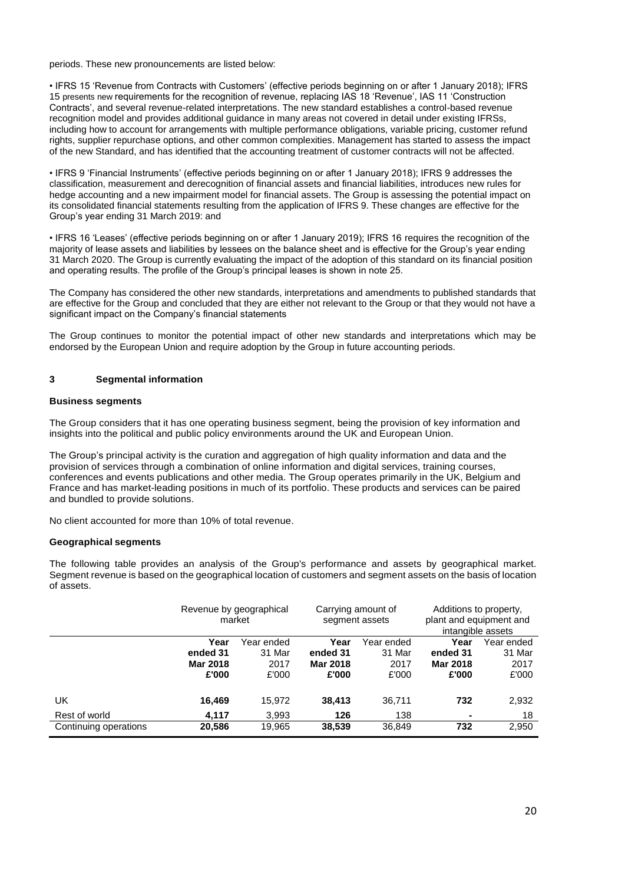periods. These new pronouncements are listed below:

• IFRS 15 'Revenue from Contracts with Customers' (effective periods beginning on or after 1 January 2018); IFRS 15 presents new requirements for the recognition of revenue, replacing IAS 18 'Revenue', IAS 11 'Construction Contracts', and several revenue-related interpretations. The new standard establishes a control-based revenue recognition model and provides additional guidance in many areas not covered in detail under existing IFRSs, including how to account for arrangements with multiple performance obligations, variable pricing, customer refund rights, supplier repurchase options, and other common complexities. Management has started to assess the impact of the new Standard, and has identified that the accounting treatment of customer contracts will not be affected.

• IFRS 9 'Financial Instruments' (effective periods beginning on or after 1 January 2018); IFRS 9 addresses the classification, measurement and derecognition of financial assets and financial liabilities, introduces new rules for hedge accounting and a new impairment model for financial assets. The Group is assessing the potential impact on its consolidated financial statements resulting from the application of IFRS 9. These changes are effective for the Group's year ending 31 March 2019: and

• IFRS 16 'Leases' (effective periods beginning on or after 1 January 2019); IFRS 16 requires the recognition of the majority of lease assets and liabilities by lessees on the balance sheet and is effective for the Group's year ending 31 March 2020. The Group is currently evaluating the impact of the adoption of this standard on its financial position and operating results. The profile of the Group's principal leases is shown in note 25.

The Company has considered the other new standards, interpretations and amendments to published standards that are effective for the Group and concluded that they are either not relevant to the Group or that they would not have a significant impact on the Company's financial statements

The Group continues to monitor the potential impact of other new standards and interpretations which may be endorsed by the European Union and require adoption by the Group in future accounting periods.

## 3 Segmental information

### Business segments

The Group considers that it has one operating business segment, being the provision of key information and insights into the political and public policy environments around the UK and European Union.

The Group's principal activity is the curation and aggregation of high quality information and data and the provision of services through a combination of online information and digital services, training courses, conferences and events publications and other media. The Group operates primarily in the UK, Belgium and France and has market-leading positions in much of its portfolio. These products and services can be paired and bundled to provide solutions.

No client accounted for more than 10% of total revenue.

### Geographical segments

The following table provides an analysis of the Group's performance and assets by geographical market. Segment revenue is based on the geographical location of customers and segment assets on the basis of location of assets.

| | Revenue by geographical market | | Carrying amount of segment assets | | Additions to property, plant and equipment and intangible assets | |
|---|---|---|---|---|---|---|
| | **Year ended 31 Mar 2018 £'000** | Year ended 31 Mar 2017 £'000 | **Year ended 31 Mar 2018 £'000** | Year ended 31 Mar 2017 £'000 | **Year ended 31 Mar 2018 £'000** | Year ended 31 Mar 2017 £'000 |
| UK | **16,469** | 15,972 | **38,413** | 36,711 | **732** | 2,932 |
| Rest of world | **4,117** | 3,993 | **126** | 138 | **-** | 18 |
| Continuing operations | **20,586** | 19,965 | **38,539** | 36,849 | **732** | 2,950 |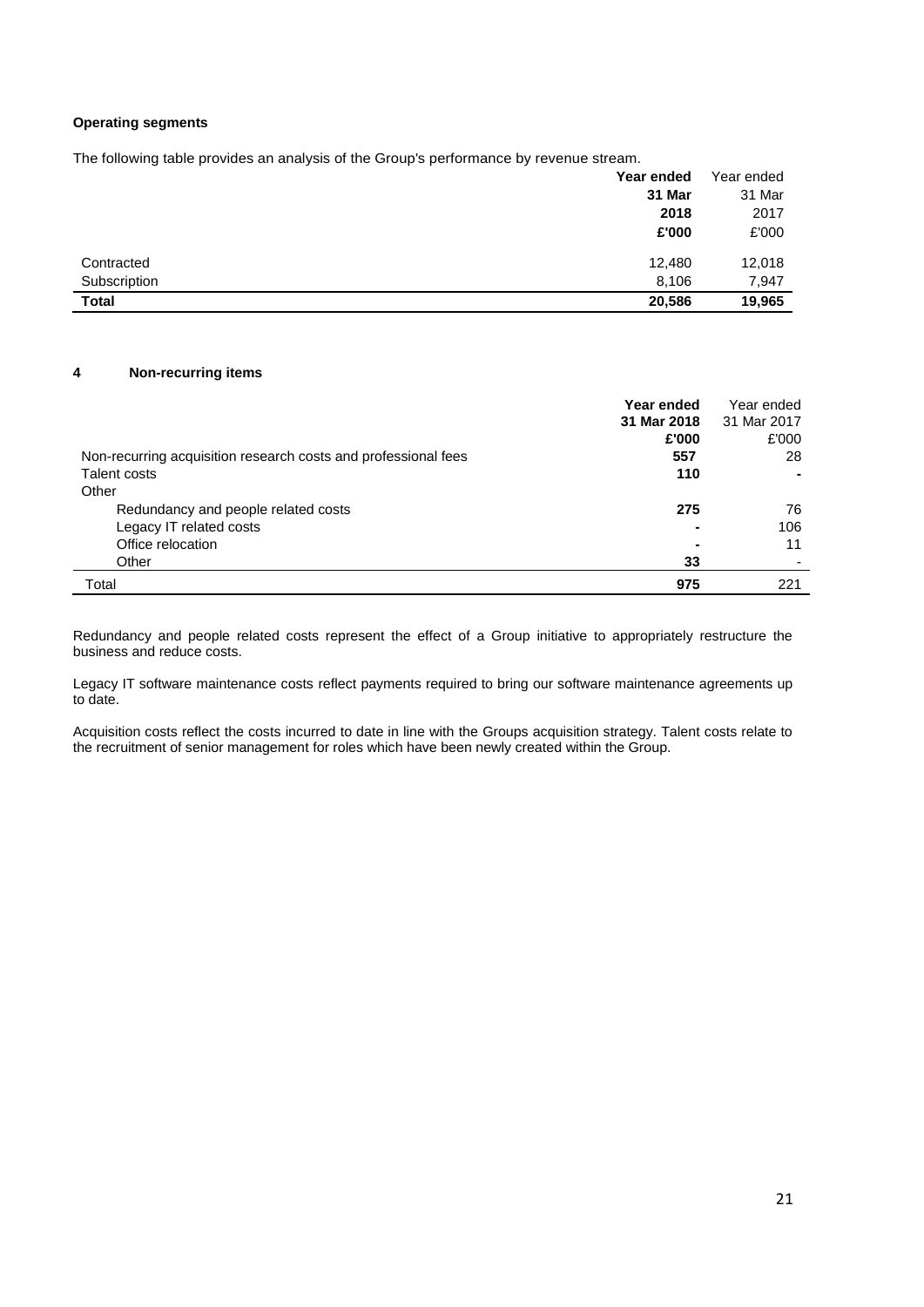**Operating segments**

The following table provides an analysis of the Group's performance by revenue stream.

| | **Year ended 31 Mar 2018 £'000** | Year ended 31 Mar 2017 £'000 |
|---|---|---|
| Contracted | 12,480 | 12,018 |
| Subscription | 8,106 | 7,947 |
| **Total** | **20,586** | **19,965** |

## 4 Non-recurring items

| | **Year ended 31 Mar 2018 £'000** | Year ended 31 Mar 2017 £'000 |
|---|---|---|
| Non-recurring acquisition research costs and professional fees | **557** | 28 |
| Talent costs | **110** | - |
| Other | | |
| Redundancy and people related costs | **275** | 76 |
| Legacy IT related costs | **-** | 106 |
| Office relocation | **-** | 11 |
| Other | **33** | - |
| Total | **975** | 221 |

Redundancy and people related costs represent the effect of a Group initiative to appropriately restructure the business and reduce costs.

Legacy IT software maintenance costs reflect payments required to bring our software maintenance agreements up to date.

Acquisition costs reflect the costs incurred to date in line with the Groups acquisition strategy. Talent costs relate to the recruitment of senior management for roles which have been newly created within the Group.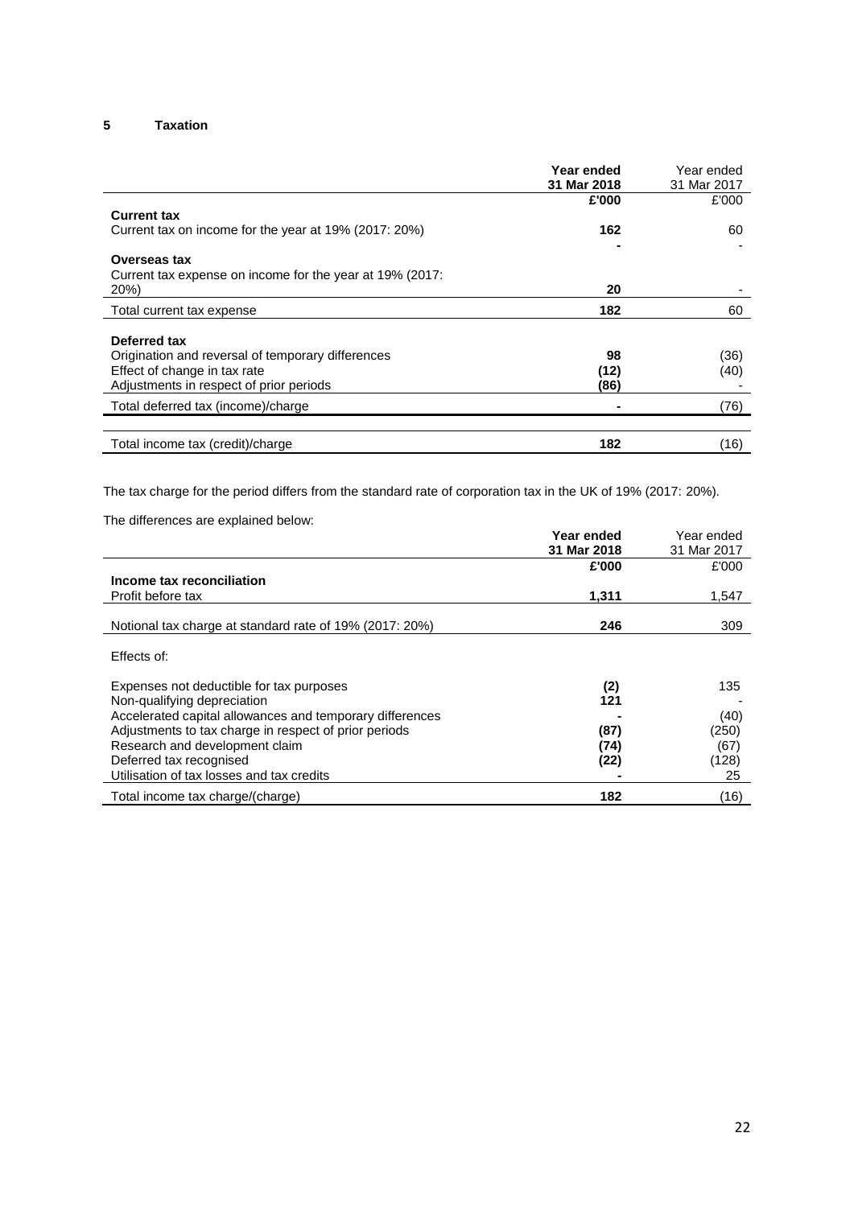## 5 Taxation

| | Year ended 31 Mar 2018 | Year ended 31 Mar 2017 |
|---|---|---|
| | **£'000** | £'000 |
| **Current tax** | | |
| Current tax on income for the year at 19% (2017: 20%) | **162** | 60 |
| | **-** | - |
| **Overseas tax** | | |
| Current tax expense on income for the year at 19% (2017: 20%) | **20** | - |
| Total current tax expense | **182** | 60 |
| **Deferred tax** | | |
| Origination and reversal of temporary differences | **98** | (36) |
| Effect of change in tax rate | **(12)** | (40) |
| Adjustments in respect of prior periods | **(86)** | - |
| Total deferred tax (income)/charge | **-** | (76) |
| Total income tax (credit)/charge | **182** | (16) |

The tax charge for the period differs from the standard rate of corporation tax in the UK of 19% (2017: 20%).

The differences are explained below:

| | Year ended 31 Mar 2018 | Year ended 31 Mar 2017 |
|---|---|---|
| | **£'000** | £'000 |
| **Income tax reconciliation** | | |
| Profit before tax | **1,311** | 1,547 |
| Notional tax charge at standard rate of 19% (2017: 20%) | **246** | 309 |
| Effects of: | | |
| Expenses not deductible for tax purposes | **(2)** | 135 |
| Non-qualifying depreciation | **121** | - |
| Accelerated capital allowances and temporary differences | **-** | (40) |
| Adjustments to tax charge in respect of prior periods | **(87)** | (250) |
| Research and development claim | **(74)** | (67) |
| Deferred tax recognised | **(22)** | (128) |
| Utilisation of tax losses and tax credits | **-** | 25 |
| Total income tax charge/(charge) | **182** | (16) |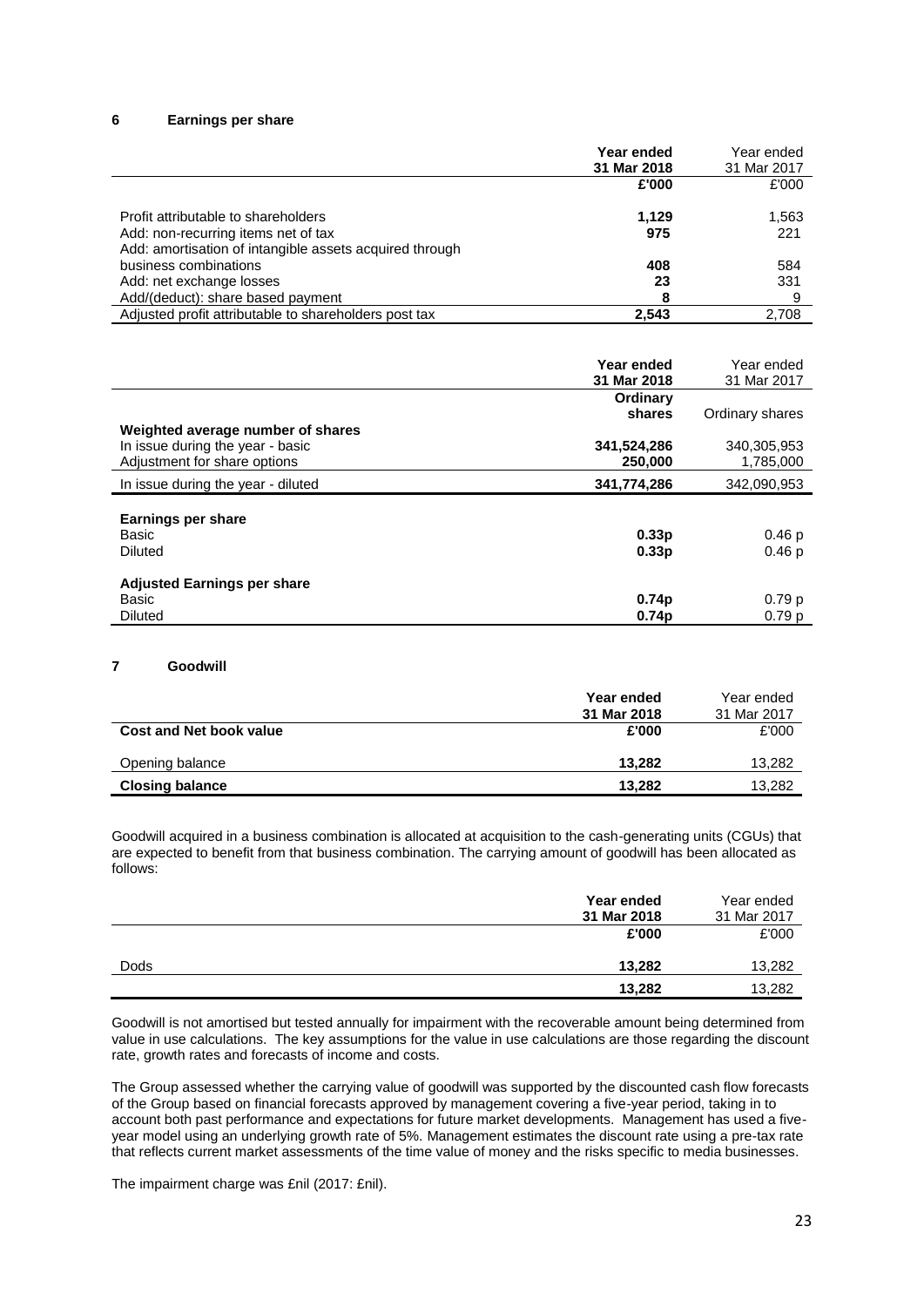## 6 Earnings per share

| | Year ended 31 Mar 2018 | Year ended 31 Mar 2017 |
|---|---|---|
| | **£'000** | £'000 |
| Profit attributable to shareholders | **1,129** | 1,563 |
| Add: non-recurring items net of tax | **975** | 221 |
| Add: amortisation of intangible assets acquired through business combinations | **408** | 584 |
| Add: net exchange losses | **23** | 331 |
| Add/(deduct): share based payment | **8** | 9 |
| Adjusted profit attributable to shareholders post tax | **2,543** | 2,708 |

| | Year ended 31 Mar 2018 | Year ended 31 Mar 2017 |
|---|---|---|
| | **Ordinary shares** | Ordinary shares |
| **Weighted average number of shares** | | |
| In issue during the year - basic | **341,524,286** | 340,305,953 |
| Adjustment for share options | **250,000** | 1,785,000 |
| In issue during the year - diluted | **341,774,286** | 342,090,953 |
| | | |
| **Earnings per share** | | |
| Basic | **0.33p** | 0.46 p |
| Diluted | **0.33p** | 0.46 p |
| | | |
| **Adjusted Earnings per share** | | |
| Basic | **0.74p** | 0.79 p |
| Diluted | **0.74p** | 0.79 p |

## 7 Goodwill

| | Year ended 31 Mar 2018 | Year ended 31 Mar 2017 |
|---|---|---|
| **Cost and Net book value** | **£'000** | £'000 |
| Opening balance | **13,282** | 13,282 |
| **Closing balance** | **13,282** | 13,282 |

Goodwill acquired in a business combination is allocated at acquisition to the cash-generating units (CGUs) that are expected to benefit from that business combination. The carrying amount of goodwill has been allocated as follows:

| | Year ended 31 Mar 2018 | Year ended 31 Mar 2017 |
|---|---|---|
| | **£'000** | £'000 |
| Dods | **13,282** | 13,282 |
| | **13,282** | 13,282 |

Goodwill is not amortised but tested annually for impairment with the recoverable amount being determined from value in use calculations. The key assumptions for the value in use calculations are those regarding the discount rate, growth rates and forecasts of income and costs.

The Group assessed whether the carrying value of goodwill was supported by the discounted cash flow forecasts of the Group based on financial forecasts approved by management covering a five-year period, taking in to account both past performance and expectations for future market developments. Management has used a five-year model using an underlying growth rate of 5%. Management estimates the discount rate using a pre-tax rate that reflects current market assessments of the time value of money and the risks specific to media businesses.

The impairment charge was £nil (2017: £nil).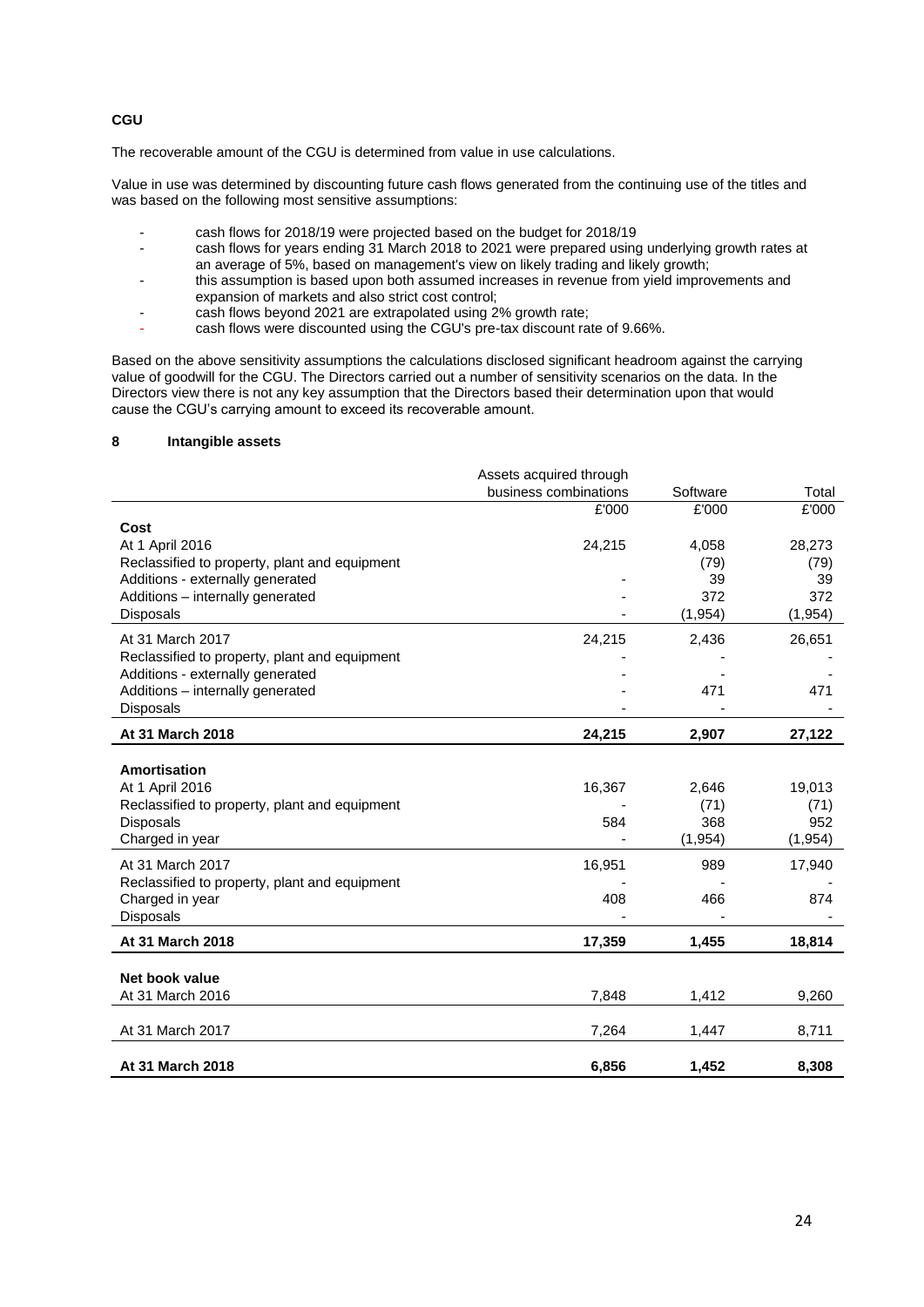**CGU**

The recoverable amount of the CGU is determined from value in use calculations.

Value in use was determined by discounting future cash flows generated from the continuing use of the titles and was based on the following most sensitive assumptions:

- cash flows for 2018/19 were projected based on the budget for 2018/19
- cash flows for years ending 31 March 2018 to 2021 were prepared using underlying growth rates at an average of 5%, based on management's view on likely trading and likely growth;
- this assumption is based upon both assumed increases in revenue from yield improvements and expansion of markets and also strict cost control;
- cash flows beyond 2021 are extrapolated using 2% growth rate;
- cash flows were discounted using the CGU's pre-tax discount rate of 9.66%.

Based on the above sensitivity assumptions the calculations disclosed significant headroom against the carrying value of goodwill for the CGU. The Directors carried out a number of sensitivity scenarios on the data. In the Directors view there is not any key assumption that the Directors based their determination upon that would cause the CGU's carrying amount to exceed its recoverable amount.

## 8 Intangible assets

| | Assets acquired through business combinations | Software | Total |
|---|---|---|---|
| | £'000 | £'000 | £'000 |
| **Cost** | | | |
| At 1 April 2016 | 24,215 | 4,058 | 28,273 |
| Reclassified to property, plant and equipment | | (79) | (79) |
| Additions - externally generated | - | 39 | 39 |
| Additions – internally generated | - | 372 | 372 |
| Disposals | - | (1,954) | (1,954) |
| At 31 March 2017 | 24,215 | 2,436 | 26,651 |
| Reclassified to property, plant and equipment | - | - | - |
| Additions - externally generated | - | - | - |
| Additions – internally generated | - | 471 | 471 |
| Disposals | - | - | - |
| **At 31 March 2018** | **24,215** | **2,907** | **27,122** |
| **Amortisation** | | | |
| At 1 April 2016 | 16,367 | 2,646 | 19,013 |
| Reclassified to property, plant and equipment | - | (71) | (71) |
| Disposals | 584 | 368 | 952 |
| Charged in year | - | (1,954) | (1,954) |
| At 31 March 2017 | 16,951 | 989 | 17,940 |
| Reclassified to property, plant and equipment | - | - | - |
| Charged in year | 408 | 466 | 874 |
| Disposals | - | - | - |
| **At 31 March 2018** | **17,359** | **1,455** | **18,814** |
| **Net book value** | | | |
| At 31 March 2016 | 7,848 | 1,412 | 9,260 |
| At 31 March 2017 | 7,264 | 1,447 | 8,711 |
| **At 31 March 2018** | **6,856** | **1,452** | **8,308** |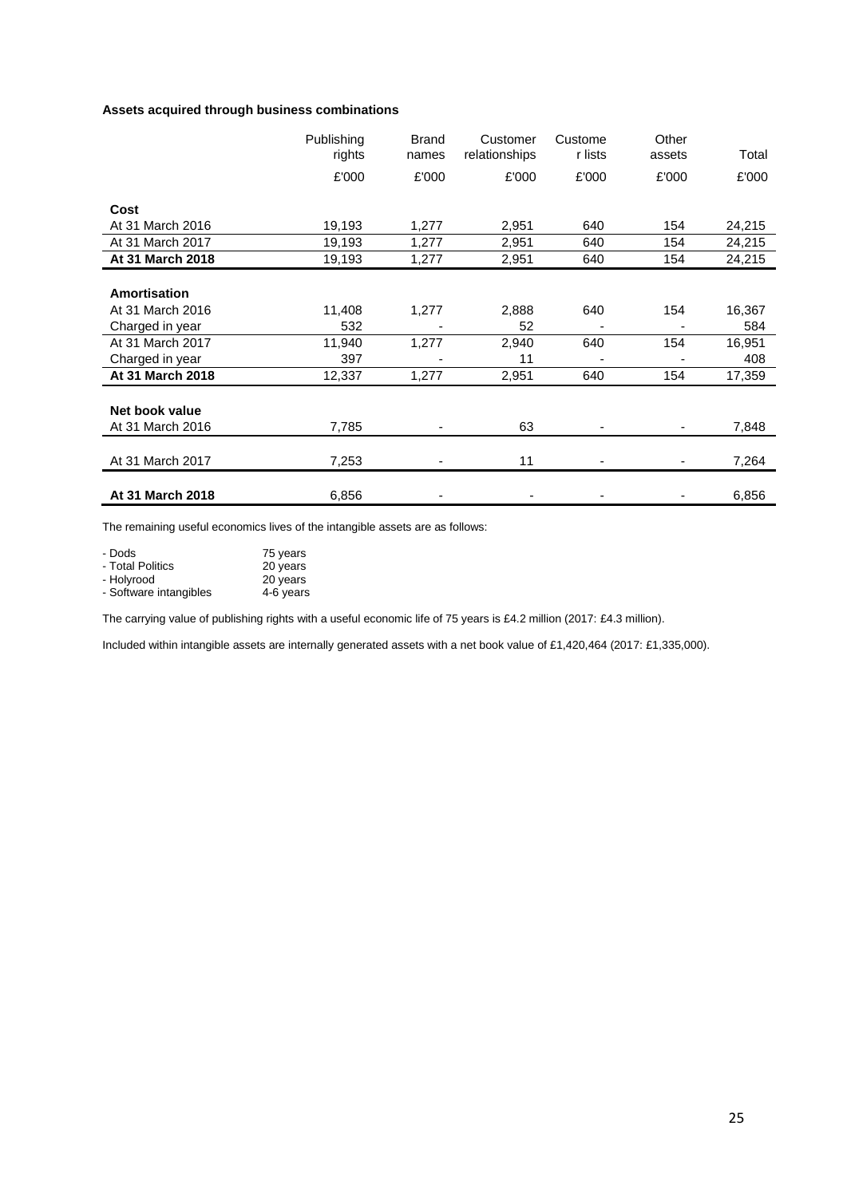**Assets acquired through business combinations**

| | Publishing rights | Brand names | Customer relationships | Custome r lists | Other assets | Total |
|---|---|---|---|---|---|---|
| | £'000 | £'000 | £'000 | £'000 | £'000 | £'000 |
| **Cost** | | | | | | |
| At 31 March 2016 | 19,193 | 1,277 | 2,951 | 640 | 154 | 24,215 |
| At 31 March 2017 | 19,193 | 1,277 | 2,951 | 640 | 154 | 24,215 |
| **At 31 March 2018** | 19,193 | 1,277 | 2,951 | 640 | 154 | 24,215 |
| **Amortisation** | | | | | | |
| At 31 March 2016 | 11,408 | 1,277 | 2,888 | 640 | 154 | 16,367 |
| Charged in year | 532 | - | 52 | - | - | 584 |
| At 31 March 2017 | 11,940 | 1,277 | 2,940 | 640 | 154 | 16,951 |
| Charged in year | 397 | - | 11 | - | - | 408 |
| **At 31 March 2018** | 12,337 | 1,277 | 2,951 | 640 | 154 | 17,359 |
| **Net book value** | | | | | | |
| At 31 March 2016 | 7,785 | - | 63 | - | - | 7,848 |
| At 31 March 2017 | 7,253 | - | 11 | - | - | 7,264 |
| **At 31 March 2018** | 6,856 | - | - | - | - | 6,856 |

The remaining useful economics lives of the intangible assets are as follows:

- Dods 75 years
- Total Politics 20 years
- Holyrood 20 years
- Software intangibles 4-6 years

The carrying value of publishing rights with a useful economic life of 75 years is £4.2 million (2017: £4.3 million).

Included within intangible assets are internally generated assets with a net book value of £1,420,464 (2017: £1,335,000).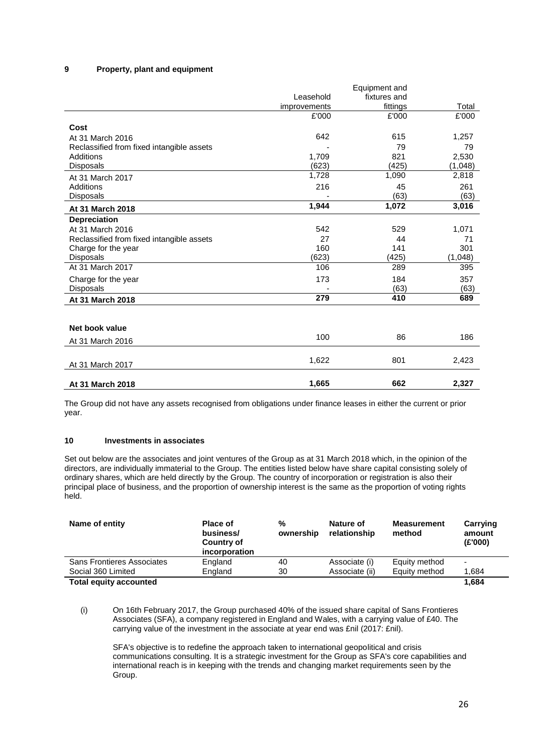## 9 Property, plant and equipment

| | Leasehold improvements | Equipment and fixtures and fittings | Total |
|---|---|---|---|
| | £'000 | £'000 | £'000 |
| **Cost** | | | |
| At 31 March 2016 | 642 | 615 | 1,257 |
| Reclassified from fixed intangible assets | - | 79 | 79 |
| Additions | 1,709 | 821 | 2,530 |
| Disposals | (623) | (425) | (1,048) |
| At 31 March 2017 | 1,728 | 1,090 | 2,818 |
| Additions | 216 | 45 | 261 |
| Disposals | - | (63) | (63) |
| **At 31 March 2018** | **1,944** | **1,072** | **3,016** |
| **Depreciation** | | | |
| At 31 March 2016 | 542 | 529 | 1,071 |
| Reclassified from fixed intangible assets | 27 | 44 | 71 |
| Charge for the year | 160 | 141 | 301 |
| Disposals | (623) | (425) | (1,048) |
| At 31 March 2017 | 106 | 289 | 395 |
| Charge for the year | 173 | 184 | 357 |
| Disposals | - | (63) | (63) |
| **At 31 March 2018** | **279** | **410** | **689** |
| **Net book value** | | | |
| At 31 March 2016 | 100 | 86 | 186 |
| At 31 March 2017 | 1,622 | 801 | 2,423 |
| **At 31 March 2018** | **1,665** | **662** | **2,327** |

The Group did not have any assets recognised from obligations under finance leases in either the current or prior year.

## 10 Investments in associates

Set out below are the associates and joint ventures of the Group as at 31 March 2018 which, in the opinion of the directors, are individually immaterial to the Group. The entities listed below have share capital consisting solely of ordinary shares, which are held directly by the Group. The country of incorporation or registration is also their principal place of business, and the proportion of ownership interest is the same as the proportion of voting rights held.

| Name of entity | Place of business/ Country of incorporation | % ownership | Nature of relationship | Measurement method | Carrying amount (£'000) |
|---|---|---|---|---|---|
| Sans Frontieres Associates | England | 40 | Associate (i) | Equity method | - |
| Social 360 Limited | England | 30 | Associate (ii) | Equity method | 1,684 |
| **Total equity accounted** | | | | | **1,684** |

(i) On 16th February 2017, the Group purchased 40% of the issued share capital of Sans Frontieres Associates (SFA), a company registered in England and Wales, with a carrying value of £40. The carrying value of the investment in the associate at year end was £nil (2017: £nil).

SFA's objective is to redefine the approach taken to international geopolitical and crisis communications consulting. It is a strategic investment for the Group as SFA's core capabilities and international reach is in keeping with the trends and changing market requirements seen by the Group.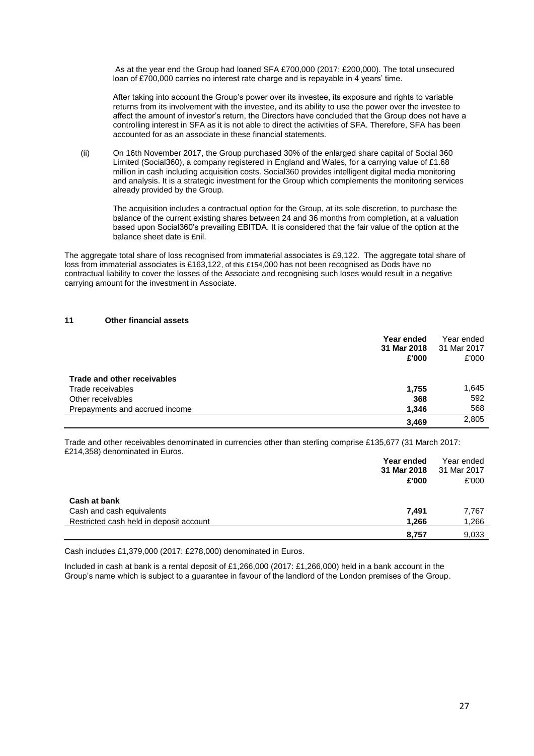As at the year end the Group had loaned SFA £700,000 (2017: £200,000). The total unsecured loan of £700,000 carries no interest rate charge and is repayable in 4 years' time.

After taking into account the Group's power over its investee, its exposure and rights to variable returns from its involvement with the investee, and its ability to use the power over the investee to affect the amount of investor's return, the Directors have concluded that the Group does not have a controlling interest in SFA as it is not able to direct the activities of SFA. Therefore, SFA has been accounted for as an associate in these financial statements.

(ii) On 16th November 2017, the Group purchased 30% of the enlarged share capital of Social 360 Limited (Social360), a company registered in England and Wales, for a carrying value of £1.68 million in cash including acquisition costs. Social360 provides intelligent digital media monitoring and analysis. It is a strategic investment for the Group which complements the monitoring services already provided by the Group.

The acquisition includes a contractual option for the Group, at its sole discretion, to purchase the balance of the current existing shares between 24 and 36 months from completion, at a valuation based upon Social360's prevailing EBITDA. It is considered that the fair value of the option at the balance sheet date is £nil.

The aggregate total share of loss recognised from immaterial associates is £9,122. The aggregate total share of loss from immaterial associates is £163,122, of this £154,000 has not been recognised as Dods have no contractual liability to cover the losses of the Associate and recognising such loses would result in a negative carrying amount for the investment in Associate.

## 11 Other financial assets

| | **Year ended 31 Mar 2018 £'000** | Year ended 31 Mar 2017 £'000 |
|---|---|---|
| **Trade and other receivables** | | |
| Trade receivables | **1,755** | 1,645 |
| Other receivables | **368** | 592 |
| Prepayments and accrued income | **1,346** | 568 |
| | **3,469** | 2,805 |

Trade and other receivables denominated in currencies other than sterling comprise £135,677 (31 March 2017: £214,358) denominated in Euros.

| | **Year ended 31 Mar 2018 £'000** | Year ended 31 Mar 2017 £'000 |
|---|---|---|
| **Cash at bank** | | |
| Cash and cash equivalents | **7,491** | 7,767 |
| Restricted cash held in deposit account | **1,266** | 1,266 |
| | **8,757** | 9,033 |

Cash includes £1,379,000 (2017: £278,000) denominated in Euros.

Included in cash at bank is a rental deposit of £1,266,000 (2017: £1,266,000) held in a bank account in the Group's name which is subject to a guarantee in favour of the landlord of the London premises of the Group.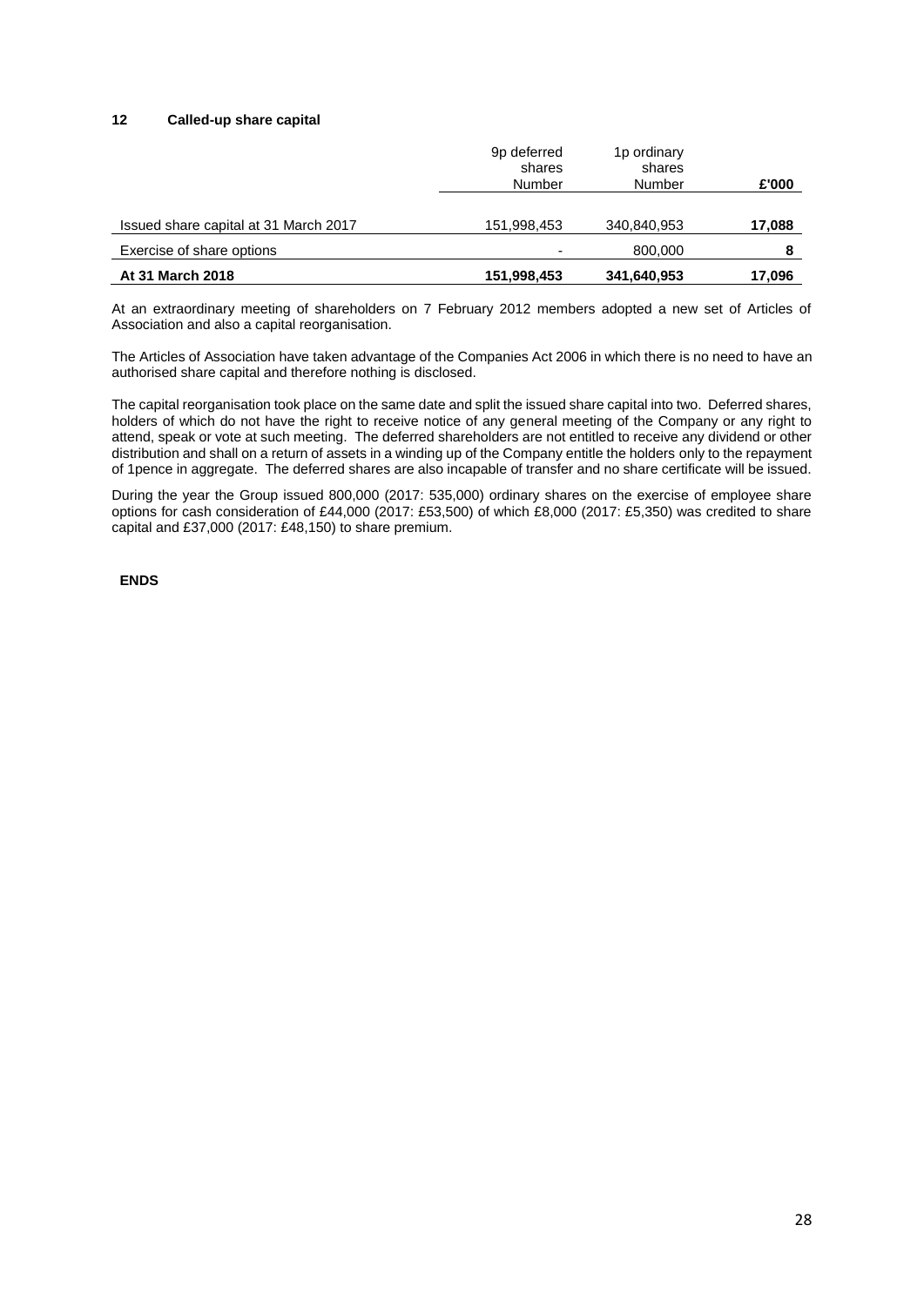## 12 Called-up share capital

| | 9p deferred shares Number | 1p ordinary shares Number | £'000 |
|---|---|---|---|
| Issued share capital at 31 March 2017 | 151,998,453 | 340,840,953 | 17,088 |
| Exercise of share options | - | 800,000 | 8 |
| **At 31 March 2018** | **151,998,453** | **341,640,953** | **17,096** |

At an extraordinary meeting of shareholders on 7 February 2012 members adopted a new set of Articles of Association and also a capital reorganisation.

The Articles of Association have taken advantage of the Companies Act 2006 in which there is no need to have an authorised share capital and therefore nothing is disclosed.

The capital reorganisation took place on the same date and split the issued share capital into two. Deferred shares, holders of which do not have the right to receive notice of any general meeting of the Company or any right to attend, speak or vote at such meeting. The deferred shareholders are not entitled to receive any dividend or other distribution and shall on a return of assets in a winding up of the Company entitle the holders only to the repayment of 1pence in aggregate. The deferred shares are also incapable of transfer and no share certificate will be issued.

During the year the Group issued 800,000 (2017: 535,000) ordinary shares on the exercise of employee share options for cash consideration of £44,000 (2017: £53,500) of which £8,000 (2017: £5,350) was credited to share capital and £37,000 (2017: £48,150) to share premium.

**ENDS**